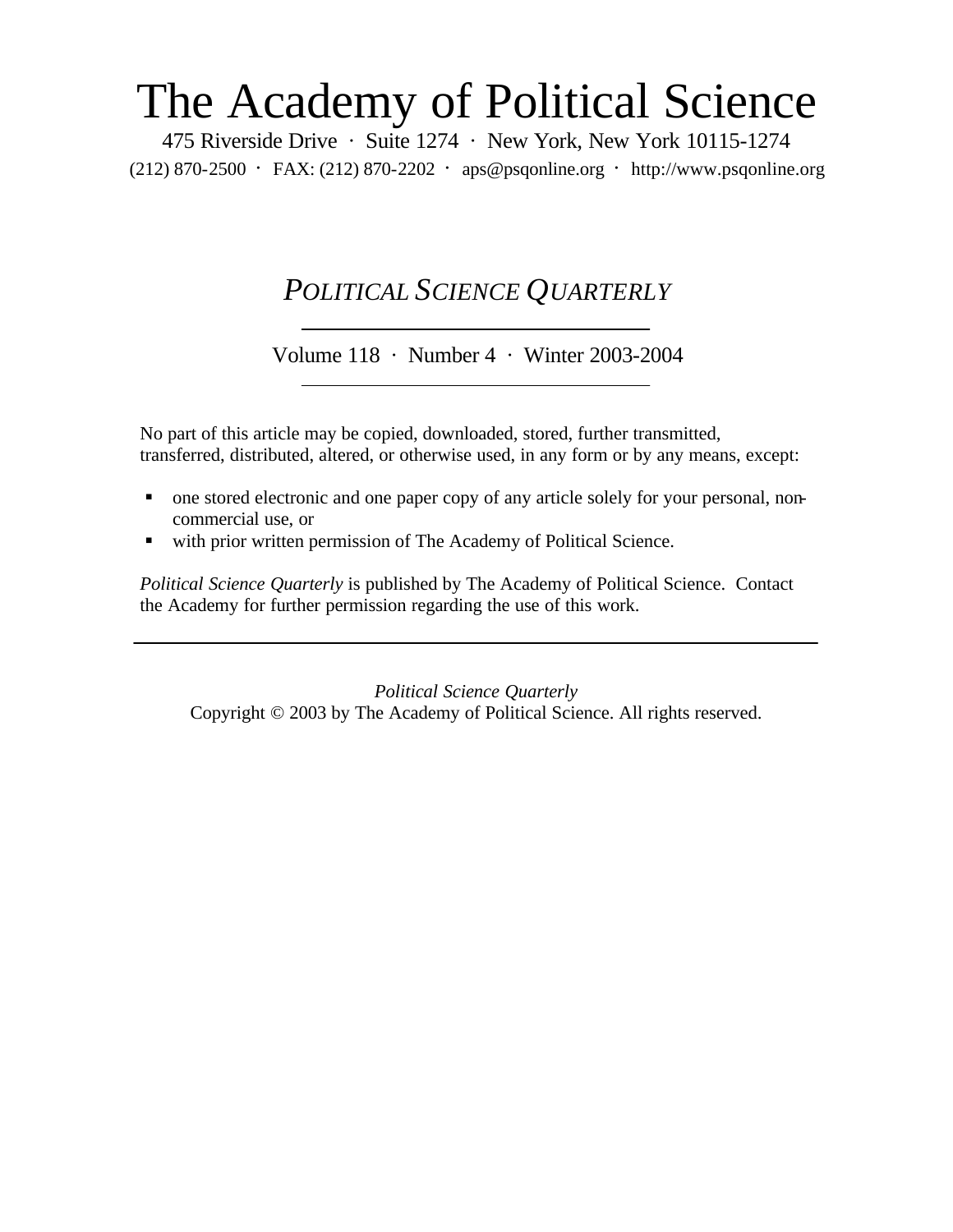# The Academy of Political Science

475 Riverside Drive · Suite 1274 · New York, New York 10115-1274

(212) 870-2500 · FAX: (212) 870-2202 · aps@psqonline.org · http://www.psqonline.org

## *POLITICAL SCIENCE QUARTERLY*

Volume 118 · Number 4 · Winter 2003-2004

No part of this article may be copied, downloaded, stored, further transmitted, transferred, distributed, altered, or otherwise used, in any form or by any means, except:

- one stored electronic and one paper copy of any article solely for your personal, non-commercial use, or
- with prior written permission of The Academy of Political Science.

*Political Science Quarterly* is published by The Academy of Political Science. Contact the Academy for further permission regarding the use of this work.

---

*Political Science Quarterly*
Copyright © 2003 by The Academy of Political Science. All rights reserved.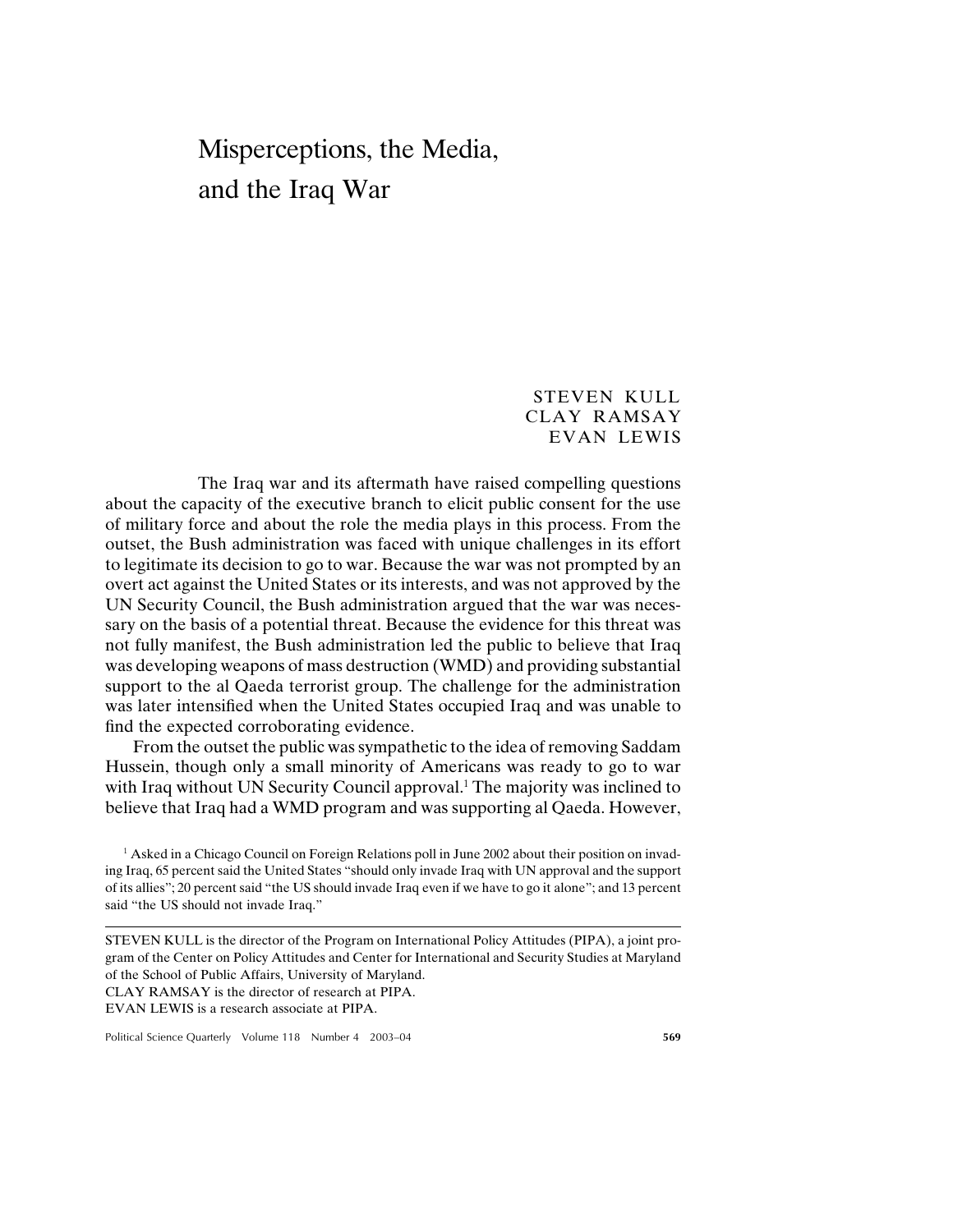# Misperceptions, the Media, and the Iraq War

STEVEN KULL  
CLAY RAMSAY  
EVAN LEWIS

The Iraq war and its aftermath have raised compelling questions about the capacity of the executive branch to elicit public consent for the use of military force and about the role the media plays in this process. From the outset, the Bush administration was faced with unique challenges in its effort to legitimate its decision to go to war. Because the war was not prompted by an overt act against the United States or its interests, and was not approved by the UN Security Council, the Bush administration argued that the war was necessary on the basis of a potential threat. Because the evidence for this threat was not fully manifest, the Bush administration led the public to believe that Iraq was developing weapons of mass destruction (WMD) and providing substantial support to the al Qaeda terrorist group. The challenge for the administration was later intensified when the United States occupied Iraq and was unable to find the expected corroborating evidence.

From the outset the public was sympathetic to the idea of removing Saddam Hussein, though only a small minority of Americans was ready to go to war with Iraq without UN Security Council approval.[1] The majority was inclined to believe that Iraq had a WMD program and was supporting al Qaeda. However,

[1] Asked in a Chicago Council on Foreign Relations poll in June 2002 about their position on invading Iraq, 65 percent said the United States "should only invade Iraq with UN approval and the support of its allies"; 20 percent said "the US should invade Iraq even if we have to go it alone"; and 13 percent said "the US should not invade Iraq."

STEVEN KULL is the director of the Program on International Policy Attitudes (PIPA), a joint program of the Center on Policy Attitudes and Center for International and Security Studies at Maryland of the School of Public Affairs, University of Maryland.  
CLAY RAMSAY is the director of research at PIPA.  
EVAN LEWIS is a research associate at PIPA.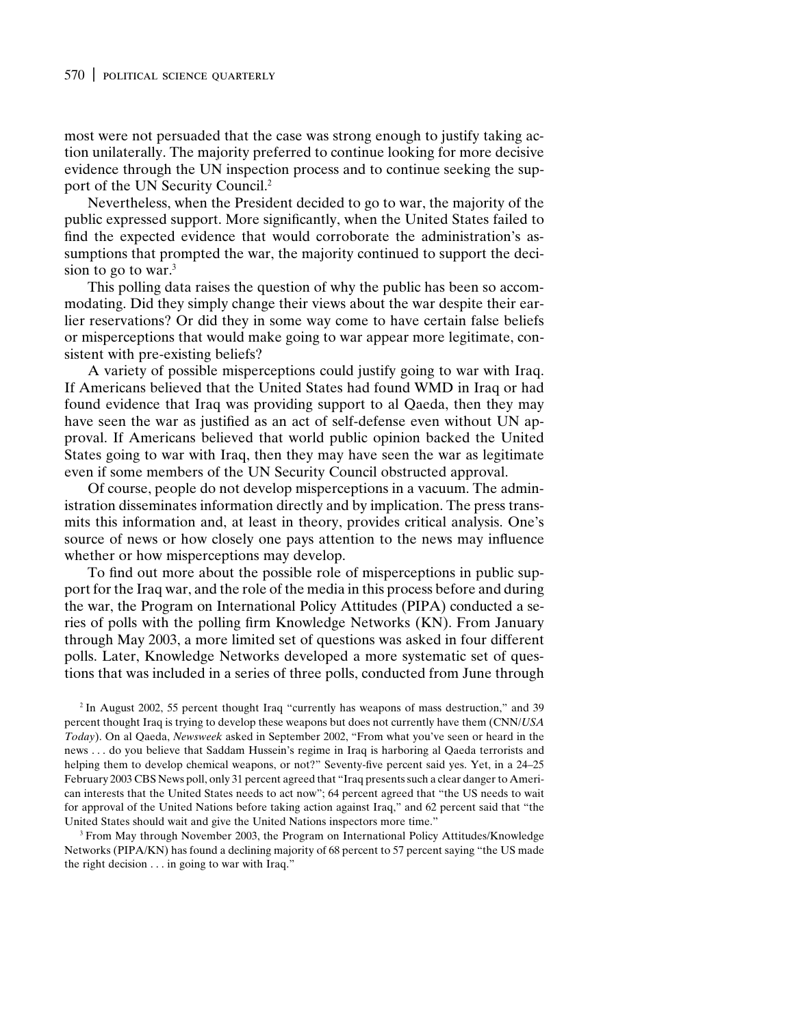most were not persuaded that the case was strong enough to justify taking action unilaterally. The majority preferred to continue looking for more decisive evidence through the UN inspection process and to continue seeking the support of the UN Security Council.[2]

Nevertheless, when the President decided to go to war, the majority of the public expressed support. More significantly, when the United States failed to find the expected evidence that would corroborate the administration's assumptions that prompted the war, the majority continued to support the decision to go to war.[3]

This polling data raises the question of why the public has been so accommodating. Did they simply change their views about the war despite their earlier reservations? Or did they in some way come to have certain false beliefs or misperceptions that would make going to war appear more legitimate, consistent with pre-existing beliefs?

A variety of possible misperceptions could justify going to war with Iraq. If Americans believed that the United States had found WMD in Iraq or had found evidence that Iraq was providing support to al Qaeda, then they may have seen the war as justified as an act of self-defense even without UN approval. If Americans believed that world public opinion backed the United States going to war with Iraq, then they may have seen the war as legitimate even if some members of the UN Security Council obstructed approval.

Of course, people do not develop misperceptions in a vacuum. The administration disseminates information directly and by implication. The press transmits this information and, at least in theory, provides critical analysis. One's source of news or how closely one pays attention to the news may influence whether or how misperceptions may develop.

To find out more about the possible role of misperceptions in public support for the Iraq war, and the role of the media in this process before and during the war, the Program on International Policy Attitudes (PIPA) conducted a series of polls with the polling firm Knowledge Networks (KN). From January through May 2003, a more limited set of questions was asked in four different polls. Later, Knowledge Networks developed a more systematic set of questions that was included in a series of three polls, conducted from June through

[2] In August 2002, 55 percent thought Iraq "currently has weapons of mass destruction," and 39 percent thought Iraq is trying to develop these weapons but does not currently have them (CNN/*USA Today*). On al Qaeda, *Newsweek* asked in September 2002, "From what you've seen or heard in the news . . . do you believe that Saddam Hussein's regime in Iraq is harboring al Qaeda terrorists and helping them to develop chemical weapons, or not?" Seventy-five percent said yes. Yet, in a 24–25 February 2003 CBS News poll, only 31 percent agreed that "Iraq presents such a clear danger to American interests that the United States needs to act now"; 64 percent agreed that "the US needs to wait for approval of the United Nations before taking action against Iraq," and 62 percent said that "the United States should wait and give the United Nations inspectors more time."

[3] From May through November 2003, the Program on International Policy Attitudes/Knowledge Networks (PIPA/KN) has found a declining majority of 68 percent to 57 percent saying "the US made the right decision . . . in going to war with Iraq."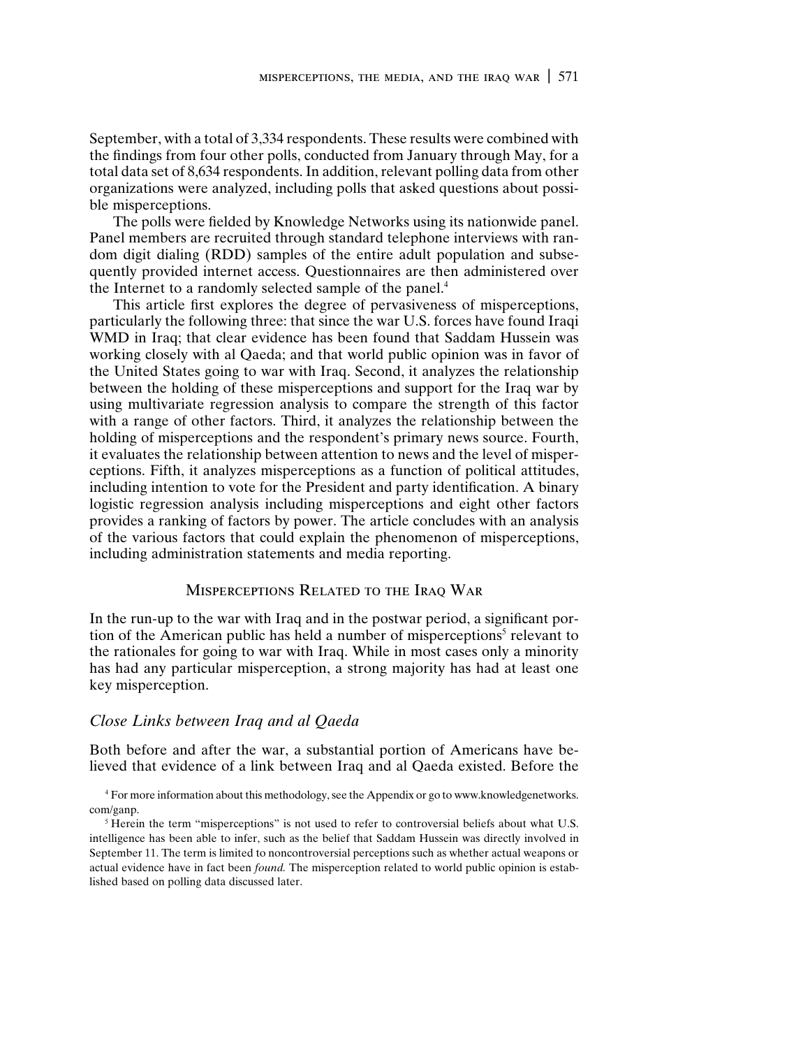September, with a total of 3,334 respondents. These results were combined with the findings from four other polls, conducted from January through May, for a total data set of 8,634 respondents. In addition, relevant polling data from other organizations were analyzed, including polls that asked questions about possible misperceptions.

The polls were fielded by Knowledge Networks using its nationwide panel. Panel members are recruited through standard telephone interviews with random digit dialing (RDD) samples of the entire adult population and subsequently provided internet access. Questionnaires are then administered over the Internet to a randomly selected sample of the panel.[4]

This article first explores the degree of pervasiveness of misperceptions, particularly the following three: that since the war U.S. forces have found Iraqi WMD in Iraq; that clear evidence has been found that Saddam Hussein was working closely with al Qaeda; and that world public opinion was in favor of the United States going to war with Iraq. Second, it analyzes the relationship between the holding of these misperceptions and support for the Iraq war by using multivariate regression analysis to compare the strength of this factor with a range of other factors. Third, it analyzes the relationship between the holding of misperceptions and the respondent's primary news source. Fourth, it evaluates the relationship between attention to news and the level of misperceptions. Fifth, it analyzes misperceptions as a function of political attitudes, including intention to vote for the President and party identification. A binary logistic regression analysis including misperceptions and eight other factors provides a ranking of factors by power. The article concludes with an analysis of the various factors that could explain the phenomenon of misperceptions, including administration statements and media reporting.

## Misperceptions Related to the Iraq War

In the run-up to the war with Iraq and in the postwar period, a significant portion of the American public has held a number of misperceptions[5] relevant to the rationales for going to war with Iraq. While in most cases only a minority has had any particular misperception, a strong majority has had at least one key misperception.

### *Close Links between Iraq and al Qaeda*

Both before and after the war, a substantial portion of Americans have believed that evidence of a link between Iraq and al Qaeda existed. Before the

[4] For more information about this methodology, see the Appendix or go to www.knowledgenetworks.com/ganp.

[5] Herein the term "misperceptions" is not used to refer to controversial beliefs about what U.S. intelligence has been able to infer, such as the belief that Saddam Hussein was directly involved in September 11. The term is limited to noncontroversial perceptions such as whether actual weapons or actual evidence have in fact been *found.* The misperception related to world public opinion is established based on polling data discussed later.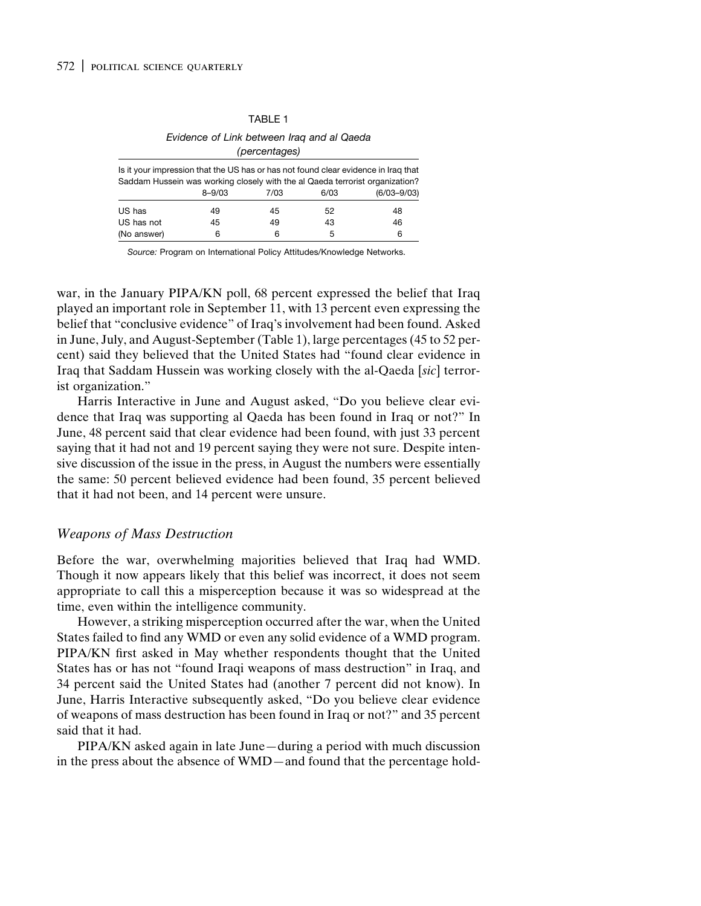TABLE 1

*Evidence of Link between Iraq and al Qaeda (percentages)*

| Is it your impression that the US has or has not found clear evidence in Iraq that Saddam Hussein was working closely with the al Qaeda terrorist organization? | | | | |
|---|---|---|---|---|
| | 8–9/03 | 7/03 | 6/03 | (6/03–9/03) |
| US has | 49 | 45 | 52 | 48 |
| US has not | 45 | 49 | 43 | 46 |
| (No answer) | 6 | 6 | 5 | 6 |

*Source:* Program on International Policy Attitudes/Knowledge Networks.

war, in the January PIPA/KN poll, 68 percent expressed the belief that Iraq played an important role in September 11, with 13 percent even expressing the belief that "conclusive evidence" of Iraq's involvement had been found. Asked in June, July, and August-September (Table 1), large percentages (45 to 52 percent) said they believed that the United States had "found clear evidence in Iraq that Saddam Hussein was working closely with the al-Qaeda [*sic*] terrorist organization."

Harris Interactive in June and August asked, "Do you believe clear evidence that Iraq was supporting al Qaeda has been found in Iraq or not?" In June, 48 percent said that clear evidence had been found, with just 33 percent saying that it had not and 19 percent saying they were not sure. Despite intensive discussion of the issue in the press, in August the numbers were essentially the same: 50 percent believed evidence had been found, 35 percent believed that it had not been, and 14 percent were unsure.

### *Weapons of Mass Destruction*

Before the war, overwhelming majorities believed that Iraq had WMD. Though it now appears likely that this belief was incorrect, it does not seem appropriate to call this a misperception because it was so widespread at the time, even within the intelligence community.

However, a striking misperception occurred after the war, when the United States failed to find any WMD or even any solid evidence of a WMD program. PIPA/KN first asked in May whether respondents thought that the United States has or has not "found Iraqi weapons of mass destruction" in Iraq, and 34 percent said the United States had (another 7 percent did not know). In June, Harris Interactive subsequently asked, "Do you believe clear evidence of weapons of mass destruction has been found in Iraq or not?" and 35 percent said that it had.

PIPA/KN asked again in late June—during a period with much discussion in the press about the absence of WMD—and found that the percentage hold-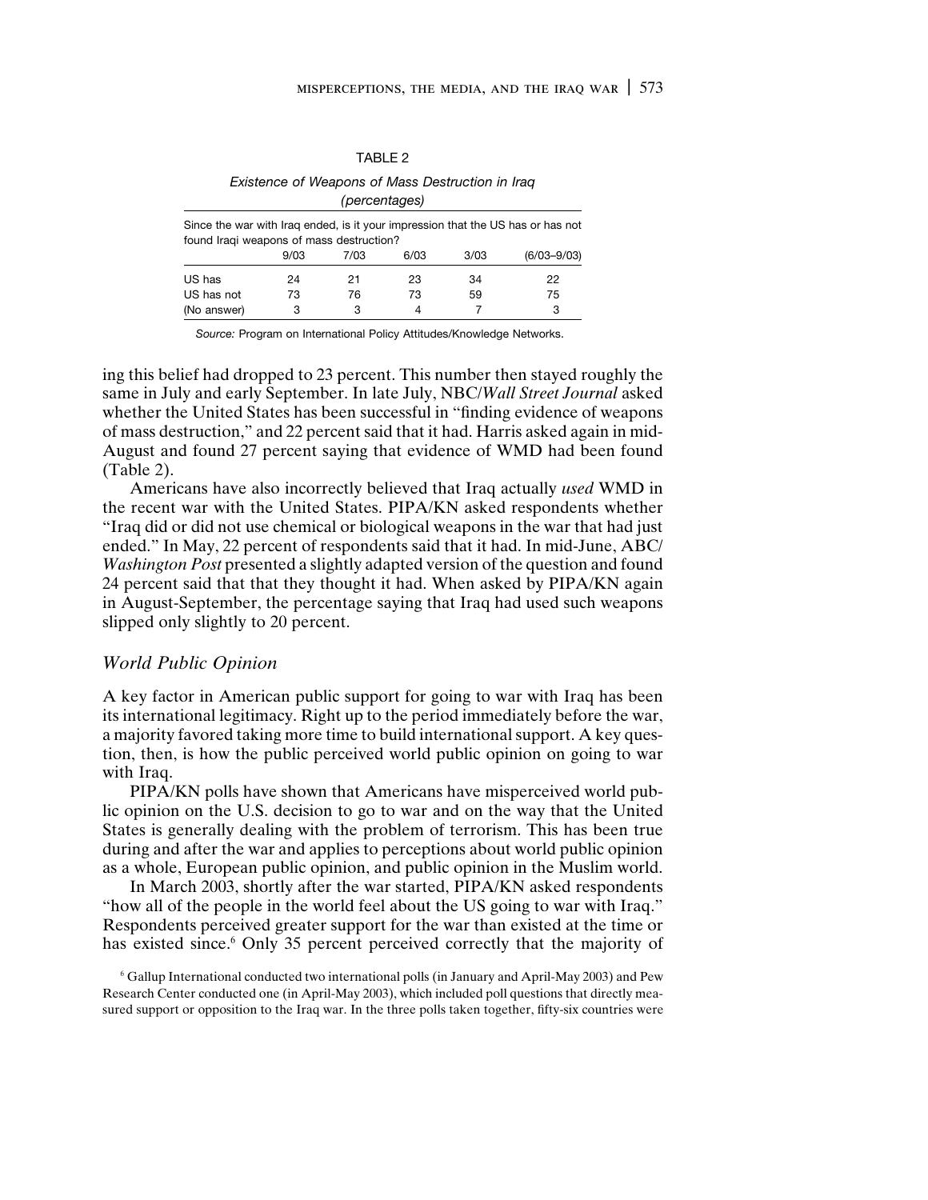TABLE 2

*Existence of Weapons of Mass Destruction in Iraq (percentages)*

Since the war with Iraq ended, is it your impression that the US has or has not found Iraqi weapons of mass destruction?

| | 9/03 | 7/03 | 6/03 | 3/03 | (6/03–9/03) |
|---|---|---|---|---|---|
| US has | 24 | 21 | 23 | 34 | 22 |
| US has not | 73 | 76 | 73 | 59 | 75 |
| (No answer) | 3 | 3 | 4 | 7 | 3 |

*Source:* Program on International Policy Attitudes/Knowledge Networks.

ing this belief had dropped to 23 percent. This number then stayed roughly the same in July and early September. In late July, NBC/*Wall Street Journal* asked whether the United States has been successful in "finding evidence of weapons of mass destruction," and 22 percent said that it had. Harris asked again in mid-August and found 27 percent saying that evidence of WMD had been found (Table 2).

Americans have also incorrectly believed that Iraq actually *used* WMD in the recent war with the United States. PIPA/KN asked respondents whether "Iraq did or did not use chemical or biological weapons in the war that had just ended." In May, 22 percent of respondents said that it had. In mid-June, ABC/*Washington Post* presented a slightly adapted version of the question and found 24 percent said that that they thought it had. When asked by PIPA/KN again in August-September, the percentage saying that Iraq had used such weapons slipped only slightly to 20 percent.

## *World Public Opinion*

A key factor in American public support for going to war with Iraq has been its international legitimacy. Right up to the period immediately before the war, a majority favored taking more time to build international support. A key question, then, is how the public perceived world public opinion on going to war with Iraq.

PIPA/KN polls have shown that Americans have misperceived world public opinion on the U.S. decision to go to war and on the way that the United States is generally dealing with the problem of terrorism. This has been true during and after the war and applies to perceptions about world public opinion as a whole, European public opinion, and public opinion in the Muslim world.

In March 2003, shortly after the war started, PIPA/KN asked respondents "how all of the people in the world feel about the US going to war with Iraq." Respondents perceived greater support for the war than existed at the time or has existed since.[6] Only 35 percent perceived correctly that the majority of

[6] Gallup International conducted two international polls (in January and April-May 2003) and Pew Research Center conducted one (in April-May 2003), which included poll questions that directly measured support or opposition to the Iraq war. In the three polls taken together, fifty-six countries were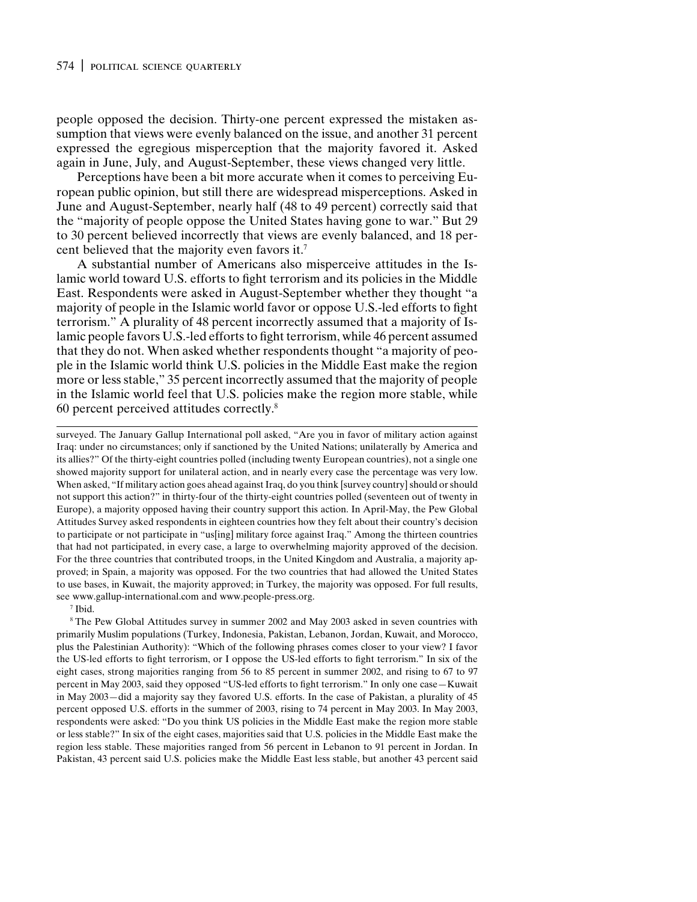people opposed the decision. Thirty-one percent expressed the mistaken assumption that views were evenly balanced on the issue, and another 31 percent expressed the egregious misperception that the majority favored it. Asked again in June, July, and August-September, these views changed very little.

Perceptions have been a bit more accurate when it comes to perceiving European public opinion, but still there are widespread misperceptions. Asked in June and August-September, nearly half (48 to 49 percent) correctly said that the "majority of people oppose the United States having gone to war." But 29 to 30 percent believed incorrectly that views are evenly balanced, and 18 percent believed that the majority even favors it.[7]

A substantial number of Americans also misperceive attitudes in the Islamic world toward U.S. efforts to fight terrorism and its policies in the Middle East. Respondents were asked in August-September whether they thought "a majority of people in the Islamic world favor or oppose U.S.-led efforts to fight terrorism." A plurality of 48 percent incorrectly assumed that a majority of Islamic people favors U.S.-led efforts to fight terrorism, while 46 percent assumed that they do not. When asked whether respondents thought "a majority of people in the Islamic world think U.S. policies in the Middle East make the region more or less stable," 35 percent incorrectly assumed that the majority of people in the Islamic world feel that U.S. policies make the region more stable, while 60 percent perceived attitudes correctly.[8]

---

surveyed. The January Gallup International poll asked, "Are you in favor of military action against Iraq: under no circumstances; only if sanctioned by the United Nations; unilaterally by America and its allies?" Of the thirty-eight countries polled (including twenty European countries), not a single one showed majority support for unilateral action, and in nearly every case the percentage was very low. When asked, "If military action goes ahead against Iraq, do you think [survey country] should or should not support this action?" in thirty-four of the thirty-eight countries polled (seventeen out of twenty in Europe), a majority opposed having their country support this action. In April-May, the Pew Global Attitudes Survey asked respondents in eighteen countries how they felt about their country's decision to participate or not participate in "us[ing] military force against Iraq." Among the thirteen countries that had not participated, in every case, a large to overwhelming majority approved of the decision. For the three countries that contributed troops, in the United Kingdom and Australia, a majority approved; in Spain, a majority was opposed. For the two countries that had allowed the United States to use bases, in Kuwait, the majority approved; in Turkey, the majority was opposed. For full results, see www.gallup-international.com and www.people-press.org.

[7] Ibid.

[8] The Pew Global Attitudes survey in summer 2002 and May 2003 asked in seven countries with primarily Muslim populations (Turkey, Indonesia, Pakistan, Lebanon, Jordan, Kuwait, and Morocco, plus the Palestinian Authority): "Which of the following phrases comes closer to your view? I favor the US-led efforts to fight terrorism, or I oppose the US-led efforts to fight terrorism." In six of the eight cases, strong majorities ranging from 56 to 85 percent in summer 2002, and rising to 67 to 97 percent in May 2003, said they opposed "US-led efforts to fight terrorism." In only one case—Kuwait in May 2003—did a majority say they favored U.S. efforts. In the case of Pakistan, a plurality of 45 percent opposed U.S. efforts in the summer of 2003, rising to 74 percent in May 2003. In May 2003, respondents were asked: "Do you think US policies in the Middle East make the region more stable or less stable?" In six of the eight cases, majorities said that U.S. policies in the Middle East make the region less stable. These majorities ranged from 56 percent in Lebanon to 91 percent in Jordan. In Pakistan, 43 percent said U.S. policies make the Middle East less stable, but another 43 percent said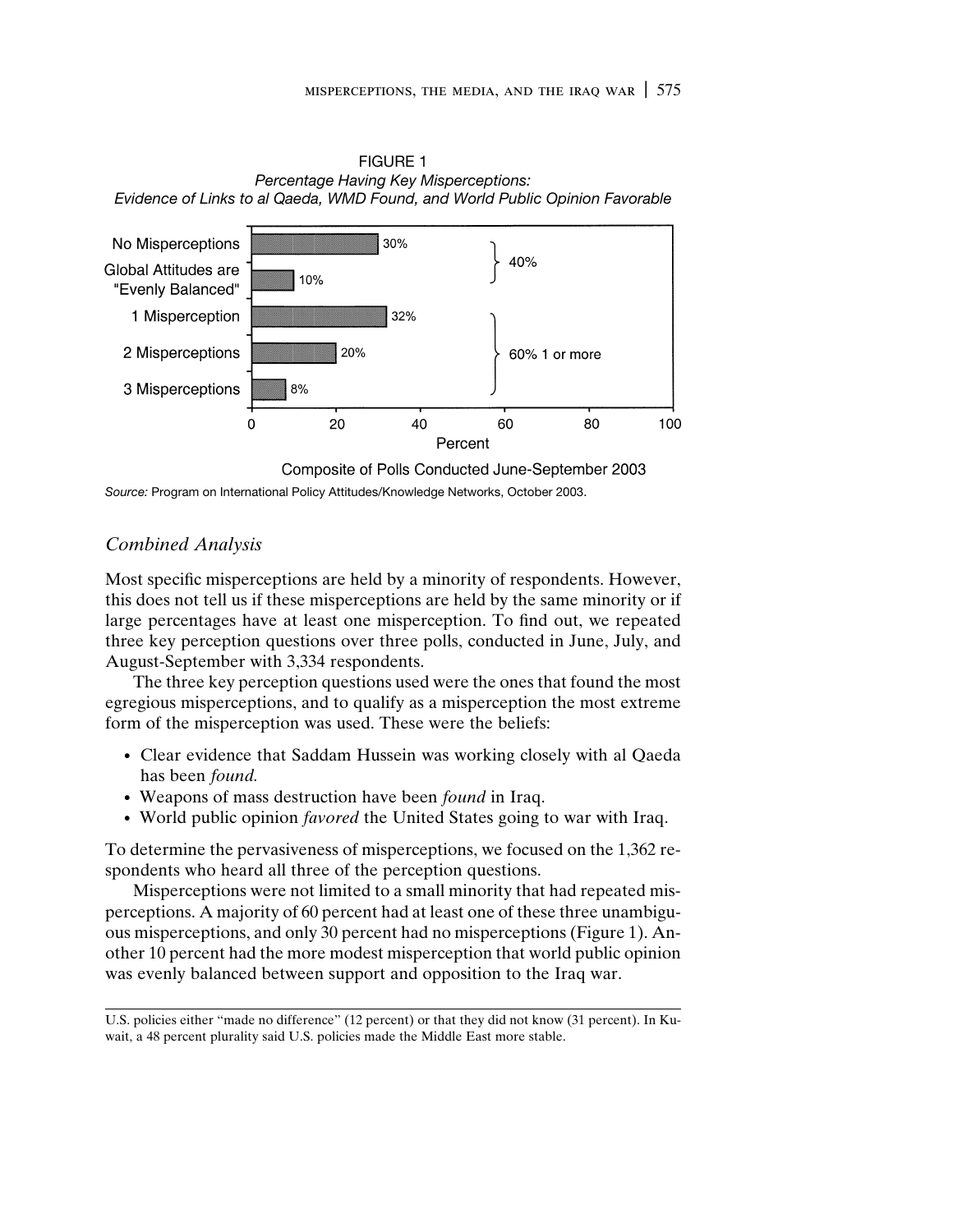FIGURE 1
*Percentage Having Key Misperceptions:*
*Evidence of Links to al Qaeda, WMD Found, and World Public Opinion Favorable*

| | Percent | |
|---|---|---|
| No Misperceptions | 30% | 40% |
| Global Attitudes are "Evenly Balanced" | 10% | |
| 1 Misperception | 32% | 60% 1 or more |
| 2 Misperceptions | 20% | |
| 3 Misperceptions | 8% | |

Composite of Polls Conducted June-September 2003

*Source:* Program on International Policy Attitudes/Knowledge Networks, October 2003.

### *Combined Analysis*

Most specific misperceptions are held by a minority of respondents. However, this does not tell us if these misperceptions are held by the same minority or if large percentages have at least one misperception. To find out, we repeated three key perception questions over three polls, conducted in June, July, and August-September with 3,334 respondents.

The three key perception questions used were the ones that found the most egregious misperceptions, and to qualify as a misperception the most extreme form of the misperception was used. These were the beliefs:

- Clear evidence that Saddam Hussein was working closely with al Qaeda has been *found.*
- Weapons of mass destruction have been *found* in Iraq.
- World public opinion *favored* the United States going to war with Iraq.

To determine the pervasiveness of misperceptions, we focused on the 1,362 respondents who heard all three of the perception questions.

Misperceptions were not limited to a small minority that had repeated misperceptions. A majority of 60 percent had at least one of these three unambiguous misperceptions, and only 30 percent had no misperceptions (Figure 1). Another 10 percent had the more modest misperception that world public opinion was evenly balanced between support and opposition to the Iraq war.

U.S. policies either "made no difference" (12 percent) or that they did not know (31 percent). In Kuwait, a 48 percent plurality said U.S. policies made the Middle East more stable.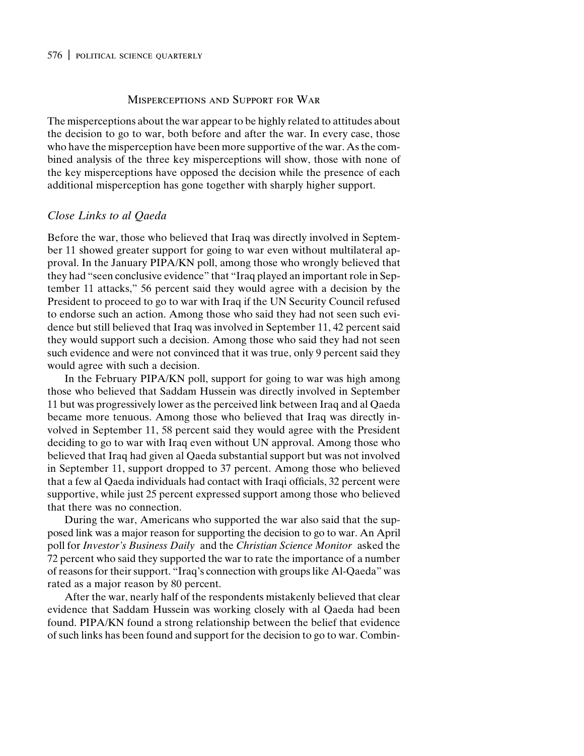## Misperceptions and Support for War

The misperceptions about the war appear to be highly related to attitudes about the decision to go to war, both before and after the war. In every case, those who have the misperception have been more supportive of the war. As the combined analysis of the three key misperceptions will show, those with none of the key misperceptions have opposed the decision while the presence of each additional misperception has gone together with sharply higher support.

### *Close Links to al Qaeda*

Before the war, those who believed that Iraq was directly involved in September 11 showed greater support for going to war even without multilateral approval. In the January PIPA/KN poll, among those who wrongly believed that they had "seen conclusive evidence" that "Iraq played an important role in September 11 attacks," 56 percent said they would agree with a decision by the President to proceed to go to war with Iraq if the UN Security Council refused to endorse such an action. Among those who said they had not seen such evidence but still believed that Iraq was involved in September 11, 42 percent said they would support such a decision. Among those who said they had not seen such evidence and were not convinced that it was true, only 9 percent said they would agree with such a decision.

In the February PIPA/KN poll, support for going to war was high among those who believed that Saddam Hussein was directly involved in September 11 but was progressively lower as the perceived link between Iraq and al Qaeda became more tenuous. Among those who believed that Iraq was directly involved in September 11, 58 percent said they would agree with the President deciding to go to war with Iraq even without UN approval. Among those who believed that Iraq had given al Qaeda substantial support but was not involved in September 11, support dropped to 37 percent. Among those who believed that a few al Qaeda individuals had contact with Iraqi officials, 32 percent were supportive, while just 25 percent expressed support among those who believed that there was no connection.

During the war, Americans who supported the war also said that the supposed link was a major reason for supporting the decision to go to war. An April poll for *Investor's Business Daily* and the *Christian Science Monitor* asked the 72 percent who said they supported the war to rate the importance of a number of reasons for their support. "Iraq's connection with groups like Al-Qaeda" was rated as a major reason by 80 percent.

After the war, nearly half of the respondents mistakenly believed that clear evidence that Saddam Hussein was working closely with al Qaeda had been found. PIPA/KN found a strong relationship between the belief that evidence of such links has been found and support for the decision to go to war. Combin-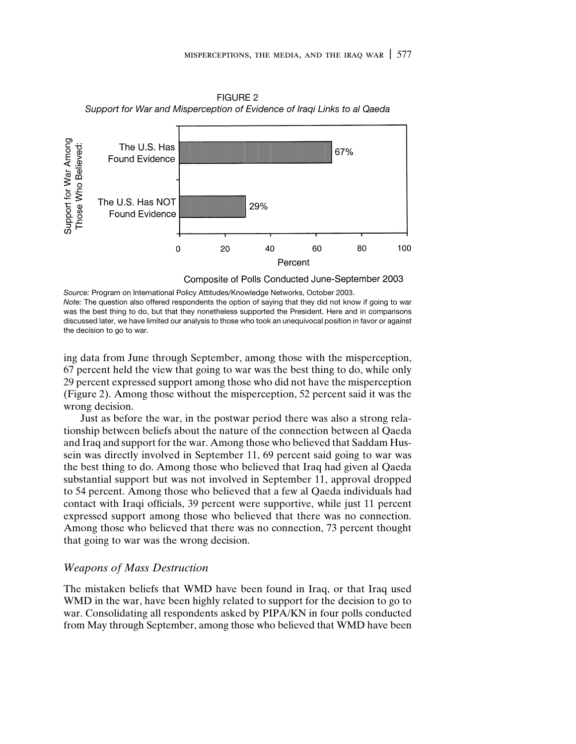FIGURE 2

*Support for War and Misperception of Evidence of Iraqi Links to al Qaeda*

| Support for War Among Those Who Believed: | Percent |
|---|---|
| The U.S. Has Found Evidence | 67% |
| The U.S. Has NOT Found Evidence | 29% |

Composite of Polls Conducted June-September 2003

*Source:* Program on International Policy Attitudes/Knowledge Networks, October 2003.
*Note:* The question also offered respondents the option of saying that they did not know if going to war was the best thing to do, but that they nonetheless supported the President. Here and in comparisons discussed later, we have limited our analysis to those who took an unequivocal position in favor or against the decision to go to war.

ing data from June through September, among those with the misperception, 67 percent held the view that going to war was the best thing to do, while only 29 percent expressed support among those who did not have the misperception (Figure 2). Among those without the misperception, 52 percent said it was the wrong decision.

Just as before the war, in the postwar period there was also a strong relationship between beliefs about the nature of the connection between al Qaeda and Iraq and support for the war. Among those who believed that Saddam Hussein was directly involved in September 11, 69 percent said going to war was the best thing to do. Among those who believed that Iraq had given al Qaeda substantial support but was not involved in September 11, approval dropped to 54 percent. Among those who believed that a few al Qaeda individuals had contact with Iraqi officials, 39 percent were supportive, while just 11 percent expressed support among those who believed that there was no connection. Among those who believed that there was no connection, 73 percent thought that going to war was the wrong decision.

### *Weapons of Mass Destruction*

The mistaken beliefs that WMD have been found in Iraq, or that Iraq used WMD in the war, have been highly related to support for the decision to go to war. Consolidating all respondents asked by PIPA/KN in four polls conducted from May through September, among those who believed that WMD have been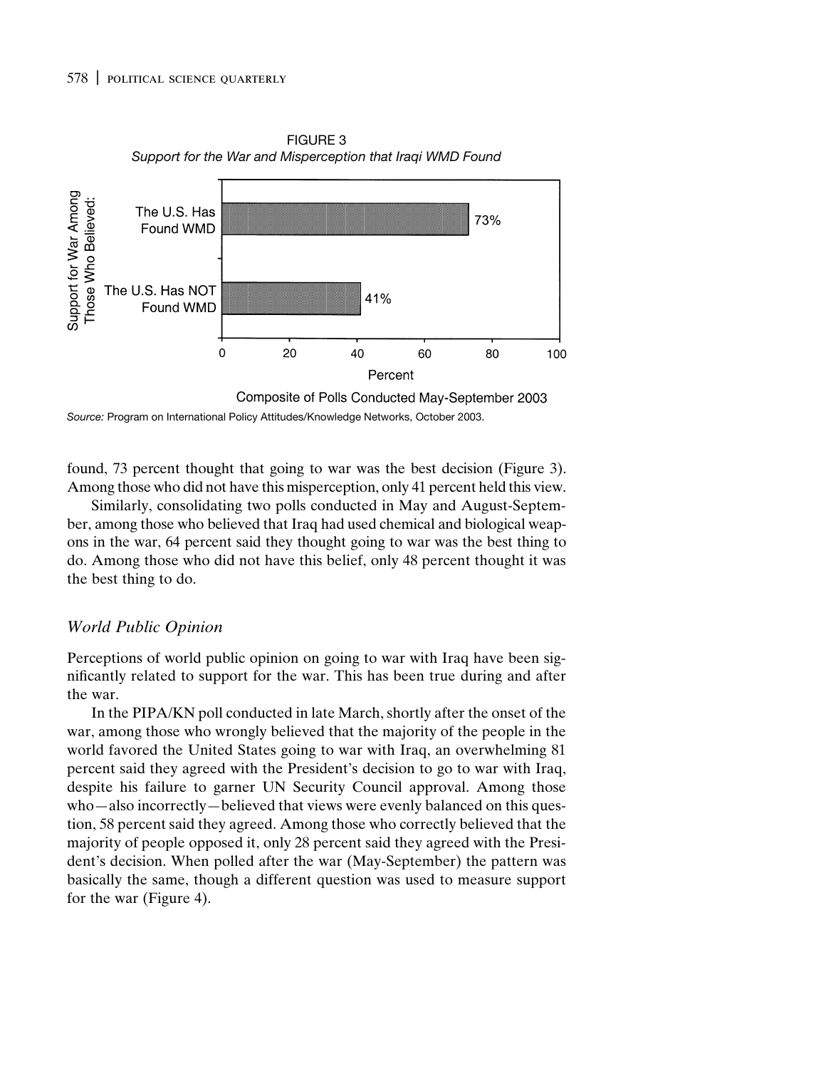FIGURE 3

*Support for the War and Misperception that Iraqi WMD Found*

| Support for War Among Those Who Believed: | Percent |
| --- | --- |
| The U.S. Has Found WMD | 73% |
| The U.S. Has NOT Found WMD | 41% |

Composite of Polls Conducted May-September 2003

*Source:* Program on International Policy Attitudes/Knowledge Networks, October 2003.

found, 73 percent thought that going to war was the best decision (Figure 3). Among those who did not have this misperception, only 41 percent held this view.

Similarly, consolidating two polls conducted in May and August-September, among those who believed that Iraq had used chemical and biological weapons in the war, 64 percent said they thought going to war was the best thing to do. Among those who did not have this belief, only 48 percent thought it was the best thing to do.

### *World Public Opinion*

Perceptions of world public opinion on going to war with Iraq have been significantly related to support for the war. This has been true during and after the war.

In the PIPA/KN poll conducted in late March, shortly after the onset of the war, among those who wrongly believed that the majority of the people in the world favored the United States going to war with Iraq, an overwhelming 81 percent said they agreed with the President's decision to go to war with Iraq, despite his failure to garner UN Security Council approval. Among those who—also incorrectly—believed that views were evenly balanced on this question, 58 percent said they agreed. Among those who correctly believed that the majority of people opposed it, only 28 percent said they agreed with the President's decision. When polled after the war (May-September) the pattern was basically the same, though a different question was used to measure support for the war (Figure 4).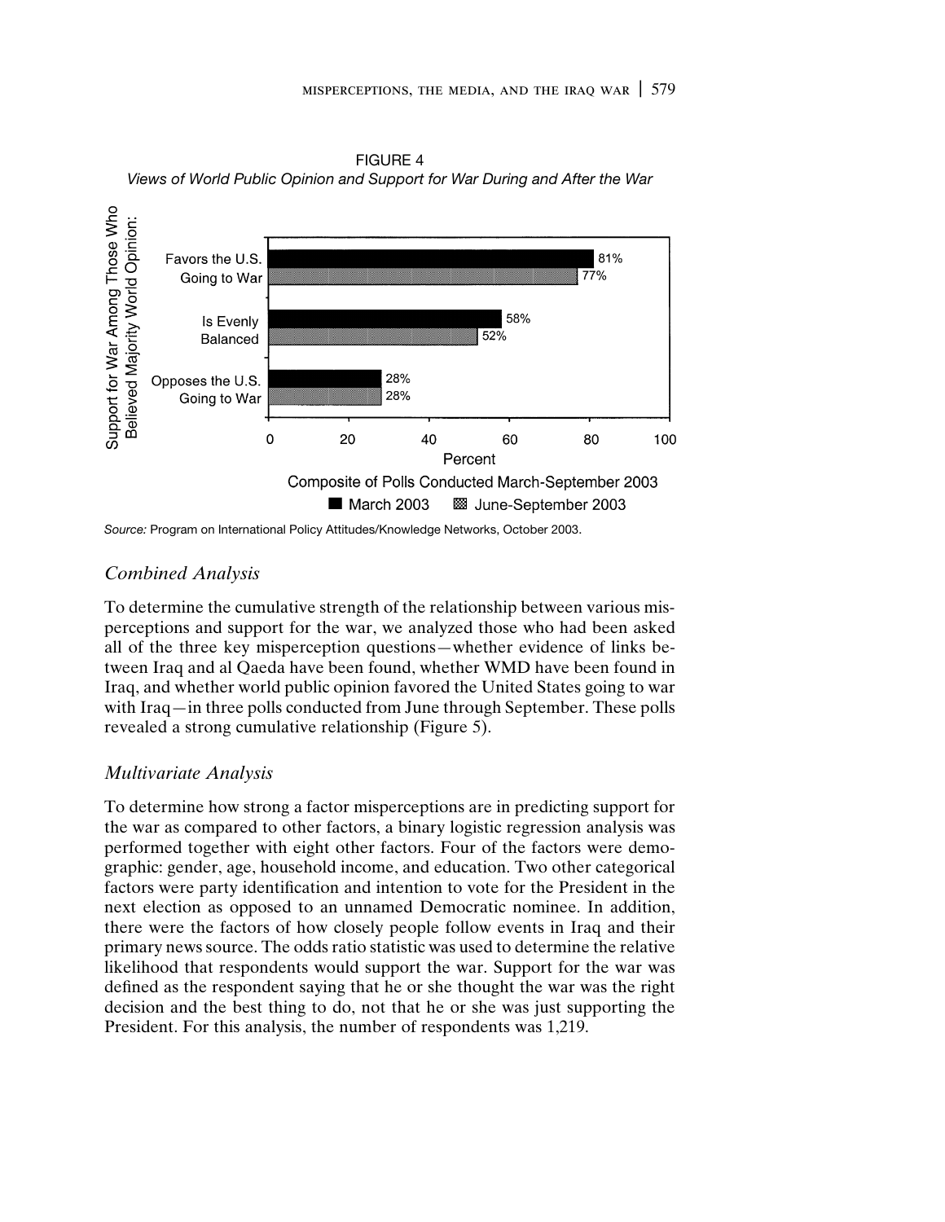FIGURE 4

*Views of World Public Opinion and Support for War During and After the War*

| Support for War Among Those Who Believed Majority World Opinion: | March 2003 | June-September 2003 |
|---|---|---|
| Favors the U.S. Going to War | 81% | 77% |
| Is Evenly Balanced | 58% | 52% |
| Opposes the U.S. Going to War | 28% | 28% |

Percent

Composite of Polls Conducted March-September 2003

*Source:* Program on International Policy Attitudes/Knowledge Networks, October 2003.

## *Combined Analysis*

To determine the cumulative strength of the relationship between various misperceptions and support for the war, we analyzed those who had been asked all of the three key misperception questions—whether evidence of links between Iraq and al Qaeda have been found, whether WMD have been found in Iraq, and whether world public opinion favored the United States going to war with Iraq—in three polls conducted from June through September. These polls revealed a strong cumulative relationship (Figure 5).

## *Multivariate Analysis*

To determine how strong a factor misperceptions are in predicting support for the war as compared to other factors, a binary logistic regression analysis was performed together with eight other factors. Four of the factors were demographic: gender, age, household income, and education. Two other categorical factors were party identification and intention to vote for the President in the next election as opposed to an unnamed Democratic nominee. In addition, there were the factors of how closely people follow events in Iraq and their primary news source. The odds ratio statistic was used to determine the relative likelihood that respondents would support the war. Support for the war was defined as the respondent saying that he or she thought the war was the right decision and the best thing to do, not that he or she was just supporting the President. For this analysis, the number of respondents was 1,219.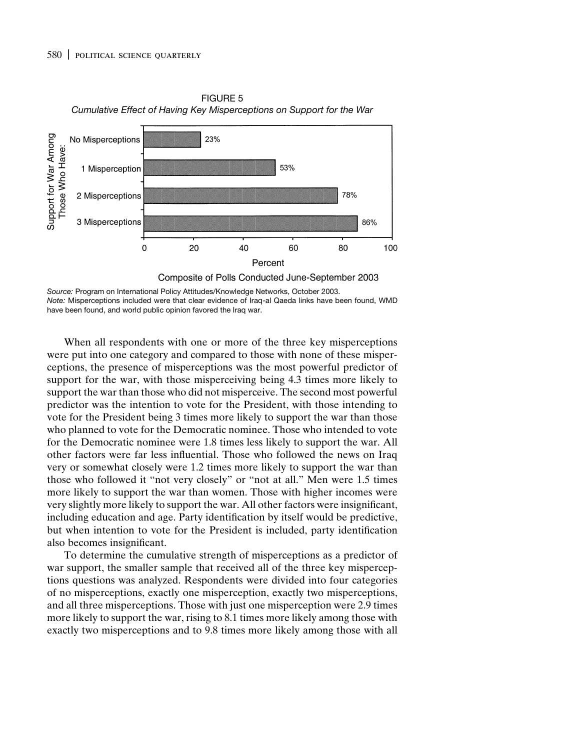FIGURE 5

*Cumulative Effect of Having Key Misperceptions on Support for the War*

| Support for War Among Those Who Have: | Percent |
|---|---|
| No Misperceptions | 23% |
| 1 Misperception | 53% |
| 2 Misperceptions | 78% |
| 3 Misperceptions | 86% |

Composite of Polls Conducted June-September 2003

*Source:* Program on International Policy Attitudes/Knowledge Networks, October 2003.
*Note:* Misperceptions included were that clear evidence of Iraq-al Qaeda links have been found, WMD have been found, and world public opinion favored the Iraq war.

When all respondents with one or more of the three key misperceptions were put into one category and compared to those with none of these misperceptions, the presence of misperceptions was the most powerful predictor of support for the war, with those misperceiving being 4.3 times more likely to support the war than those who did not misperceive. The second most powerful predictor was the intention to vote for the President, with those intending to vote for the President being 3 times more likely to support the war than those who planned to vote for the Democratic nominee. Those who intended to vote for the Democratic nominee were 1.8 times less likely to support the war. All other factors were far less influential. Those who followed the news on Iraq very or somewhat closely were 1.2 times more likely to support the war than those who followed it "not very closely" or "not at all." Men were 1.5 times more likely to support the war than women. Those with higher incomes were very slightly more likely to support the war. All other factors were insignificant, including education and age. Party identification by itself would be predictive, but when intention to vote for the President is included, party identification also becomes insignificant.

To determine the cumulative strength of misperceptions as a predictor of war support, the smaller sample that received all of the three key misperceptions questions was analyzed. Respondents were divided into four categories of no misperceptions, exactly one misperception, exactly two misperceptions, and all three misperceptions. Those with just one misperception were 2.9 times more likely to support the war, rising to 8.1 times more likely among those with exactly two misperceptions and to 9.8 times more likely among those with all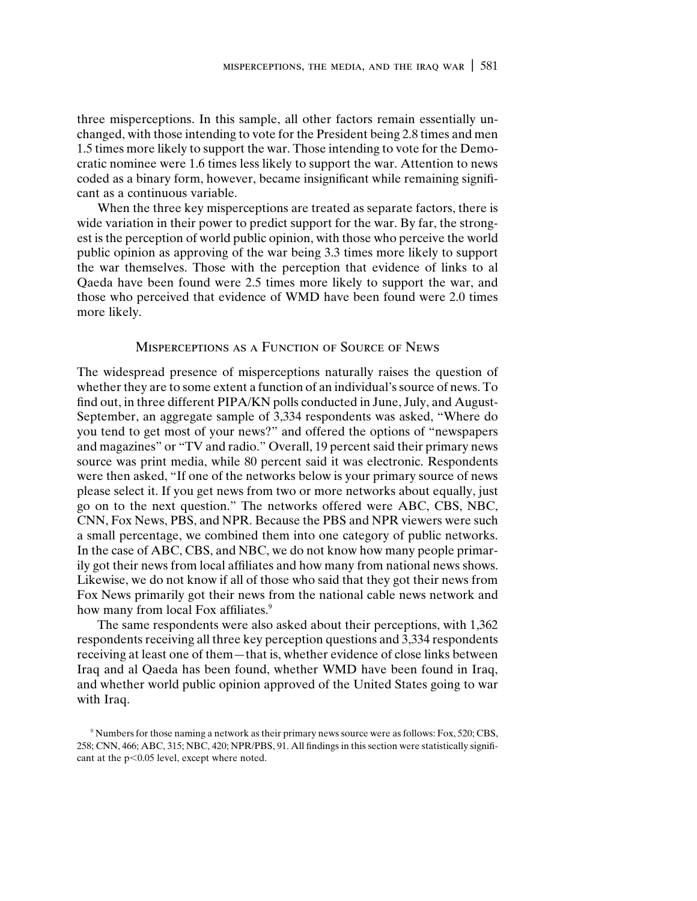three misperceptions. In this sample, all other factors remain essentially unchanged, with those intending to vote for the President being 2.8 times and men 1.5 times more likely to support the war. Those intending to vote for the Democratic nominee were 1.6 times less likely to support the war. Attention to news coded as a binary form, however, became insignificant while remaining significant as a continuous variable.

When the three key misperceptions are treated as separate factors, there is wide variation in their power to predict support for the war. By far, the strongest is the perception of world public opinion, with those who perceive the world public opinion as approving of the war being 3.3 times more likely to support the war themselves. Those with the perception that evidence of links to al Qaeda have been found were 2.5 times more likely to support the war, and those who perceived that evidence of WMD have been found were 2.0 times more likely.

## Misperceptions as a Function of Source of News

The widespread presence of misperceptions naturally raises the question of whether they are to some extent a function of an individual's source of news. To find out, in three different PIPA/KN polls conducted in June, July, and August-September, an aggregate sample of 3,334 respondents was asked, "Where do you tend to get most of your news?" and offered the options of "newspapers and magazines" or "TV and radio." Overall, 19 percent said their primary news source was print media, while 80 percent said it was electronic. Respondents were then asked, "If one of the networks below is your primary source of news please select it. If you get news from two or more networks about equally, just go on to the next question." The networks offered were ABC, CBS, NBC, CNN, Fox News, PBS, and NPR. Because the PBS and NPR viewers were such a small percentage, we combined them into one category of public networks. In the case of ABC, CBS, and NBC, we do not know how many people primarily got their news from local affiliates and how many from national news shows. Likewise, we do not know if all of those who said that they got their news from Fox News primarily got their news from the national cable news network and how many from local Fox affiliates.[9]

The same respondents were also asked about their perceptions, with 1,362 respondents receiving all three key perception questions and 3,334 respondents receiving at least one of them—that is, whether evidence of close links between Iraq and al Qaeda has been found, whether WMD have been found in Iraq, and whether world public opinion approved of the United States going to war with Iraq.

[9] Numbers for those naming a network as their primary news source were as follows: Fox, 520; CBS, 258; CNN, 466; ABC, 315; NBC, 420; NPR/PBS, 91. All findings in this section were statistically significant at the $p<0.05$ level, except where noted.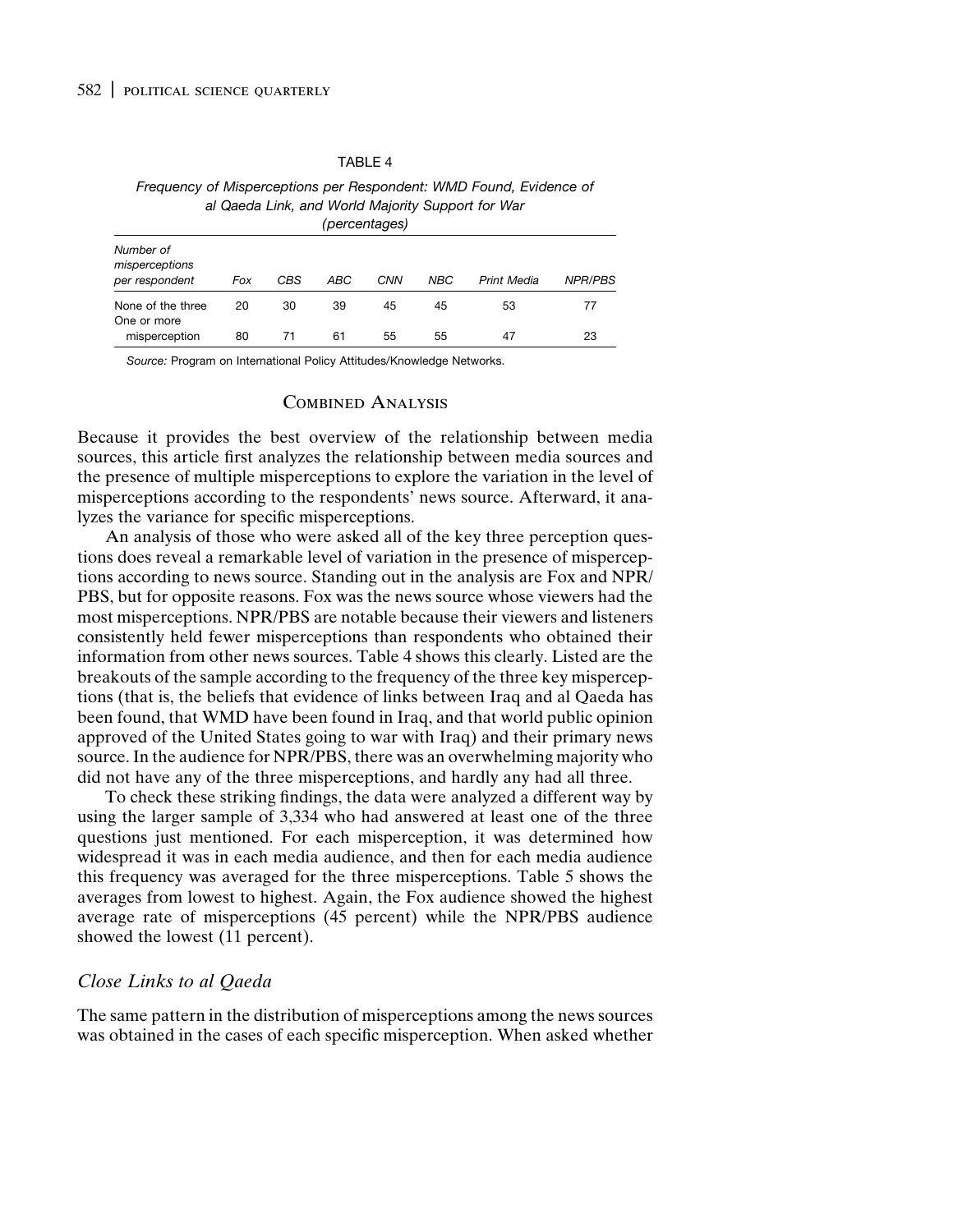TABLE 4

*Frequency of Misperceptions per Respondent: WMD Found, Evidence of al Qaeda Link, and World Majority Support for War (percentages)*

| *Number of misperceptions per respondent* | *Fox* | *CBS* | *ABC* | *CNN* | *NBC* | *Print Media* | *NPR/PBS* |
|---|---|---|---|---|---|---|---|
| None of the three | 20 | 30 | 39 | 45 | 45 | 53 | 77 |
| One or more misperception | 80 | 71 | 61 | 55 | 55 | 47 | 23 |

*Source:* Program on International Policy Attitudes/Knowledge Networks.

## Combined Analysis

Because it provides the best overview of the relationship between media sources, this article first analyzes the relationship between media sources and the presence of multiple misperceptions to explore the variation in the level of misperceptions according to the respondents' news source. Afterward, it analyzes the variance for specific misperceptions.

An analysis of those who were asked all of the key three perception questions does reveal a remarkable level of variation in the presence of misperceptions according to news source. Standing out in the analysis are Fox and NPR/PBS, but for opposite reasons. Fox was the news source whose viewers had the most misperceptions. NPR/PBS are notable because their viewers and listeners consistently held fewer misperceptions than respondents who obtained their information from other news sources. Table 4 shows this clearly. Listed are the breakouts of the sample according to the frequency of the three key misperceptions (that is, the beliefs that evidence of links between Iraq and al Qaeda has been found, that WMD have been found in Iraq, and that world public opinion approved of the United States going to war with Iraq) and their primary news source. In the audience for NPR/PBS, there was an overwhelming majority who did not have any of the three misperceptions, and hardly any had all three.

To check these striking findings, the data were analyzed a different way by using the larger sample of 3,334 who had answered at least one of the three questions just mentioned. For each misperception, it was determined how widespread it was in each media audience, and then for each media audience this frequency was averaged for the three misperceptions. Table 5 shows the averages from lowest to highest. Again, the Fox audience showed the highest average rate of misperceptions (45 percent) while the NPR/PBS audience showed the lowest (11 percent).

### *Close Links to al Qaeda*

The same pattern in the distribution of misperceptions among the news sources was obtained in the cases of each specific misperception. When asked whether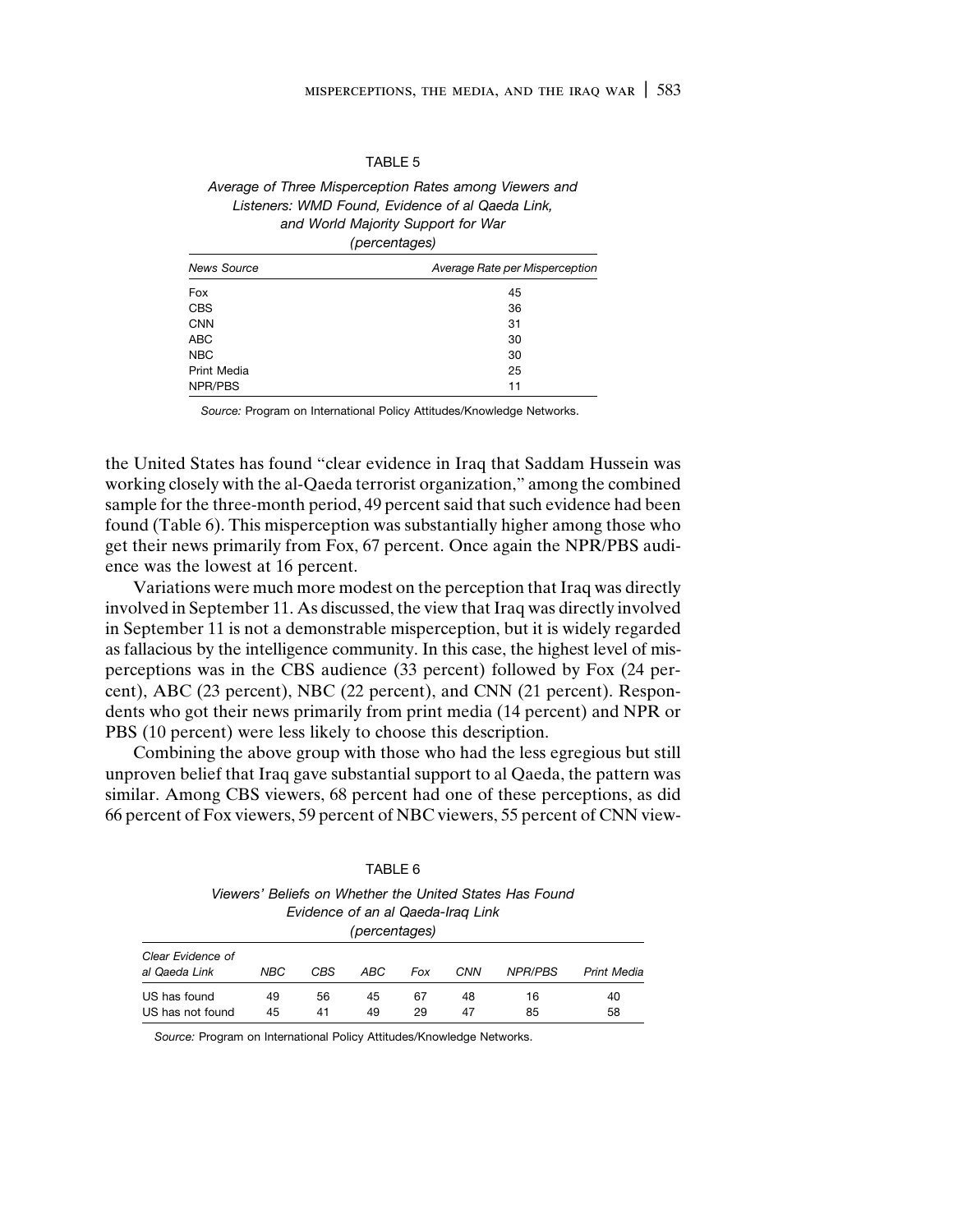TABLE 5

*Average of Three Misperception Rates among Viewers and Listeners: WMD Found, Evidence of al Qaeda Link, and World Majority Support for War*
*(percentages)*

| *News Source* | *Average Rate per Misperception* |
|---|---|
| Fox | 45 |
| CBS | 36 |
| CNN | 31 |
| ABC | 30 |
| NBC | 30 |
| Print Media | 25 |
| NPR/PBS | 11 |

*Source:* Program on International Policy Attitudes/Knowledge Networks.

the United States has found "clear evidence in Iraq that Saddam Hussein was working closely with the al-Qaeda terrorist organization," among the combined sample for the three-month period, 49 percent said that such evidence had been found (Table 6). This misperception was substantially higher among those who get their news primarily from Fox, 67 percent. Once again the NPR/PBS audience was the lowest at 16 percent.

Variations were much more modest on the perception that Iraq was directly involved in September 11. As discussed, the view that Iraq was directly involved in September 11 is not a demonstrable misperception, but it is widely regarded as fallacious by the intelligence community. In this case, the highest level of misperceptions was in the CBS audience (33 percent) followed by Fox (24 percent), ABC (23 percent), NBC (22 percent), and CNN (21 percent). Respondents who got their news primarily from print media (14 percent) and NPR or PBS (10 percent) were less likely to choose this description.

Combining the above group with those who had the less egregious but still unproven belief that Iraq gave substantial support to al Qaeda, the pattern was similar. Among CBS viewers, 68 percent had one of these perceptions, as did 66 percent of Fox viewers, 59 percent of NBC viewers, 55 percent of CNN view-

TABLE 6

*Viewers' Beliefs on Whether the United States Has Found Evidence of an al Qaeda-Iraq Link*
*(percentages)*

| *Clear Evidence of al Qaeda Link* | *NBC* | *CBS* | *ABC* | *Fox* | *CNN* | *NPR/PBS* | *Print Media* |
|---|---|---|---|---|---|---|---|
| US has found | 49 | 56 | 45 | 67 | 48 | 16 | 40 |
| US has not found | 45 | 41 | 49 | 29 | 47 | 85 | 58 |

*Source:* Program on International Policy Attitudes/Knowledge Networks.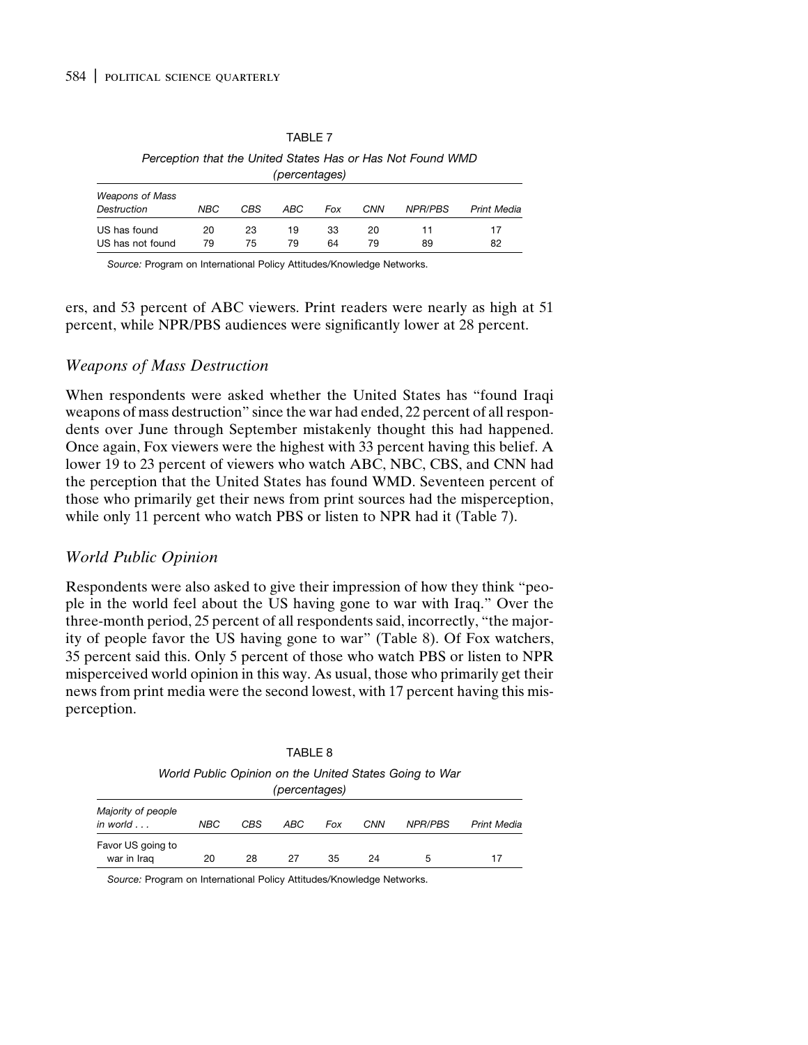TABLE 7

*Perception that the United States Has or Has Not Found WMD (percentages)*

| *Weapons of Mass Destruction* | *NBC* | *CBS* | *ABC* | *Fox* | *CNN* | *NPR/PBS* | *Print Media* |
|---|---|---|---|---|---|---|---|
| US has found | 20 | 23 | 19 | 33 | 20 | 11 | 17 |
| US has not found | 79 | 75 | 79 | 64 | 79 | 89 | 82 |

*Source:* Program on International Policy Attitudes/Knowledge Networks.

ers, and 53 percent of ABC viewers. Print readers were nearly as high at 51 percent, while NPR/PBS audiences were significantly lower at 28 percent.

### *Weapons of Mass Destruction*

When respondents were asked whether the United States has "found Iraqi weapons of mass destruction" since the war had ended, 22 percent of all respondents over June through September mistakenly thought this had happened. Once again, Fox viewers were the highest with 33 percent having this belief. A lower 19 to 23 percent of viewers who watch ABC, NBC, CBS, and CNN had the perception that the United States has found WMD. Seventeen percent of those who primarily get their news from print sources had the misperception, while only 11 percent who watch PBS or listen to NPR had it (Table 7).

### *World Public Opinion*

Respondents were also asked to give their impression of how they think "people in the world feel about the US having gone to war with Iraq." Over the three-month period, 25 percent of all respondents said, incorrectly, "the majority of people favor the US having gone to war" (Table 8). Of Fox watchers, 35 percent said this. Only 5 percent of those who watch PBS or listen to NPR misperceived world opinion in this way. As usual, those who primarily get their news from print media were the second lowest, with 17 percent having this misperception.

TABLE 8

*World Public Opinion on the United States Going to War (percentages)*

| *Majority of people in world . . .* | *NBC* | *CBS* | *ABC* | *Fox* | *CNN* | *NPR/PBS* | *Print Media* |
|---|---|---|---|---|---|---|---|
| Favor US going to war in Iraq | 20 | 28 | 27 | 35 | 24 | 5 | 17 |

*Source:* Program on International Policy Attitudes/Knowledge Networks.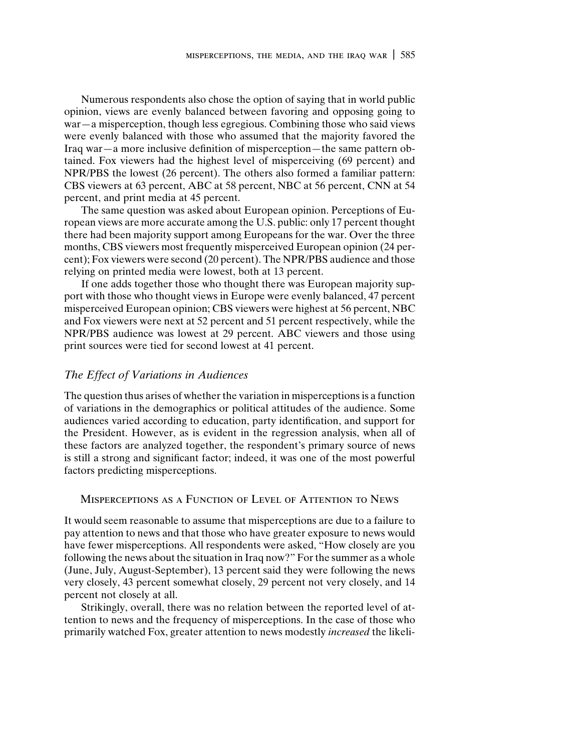Numerous respondents also chose the option of saying that in world public opinion, views are evenly balanced between favoring and opposing going to war—a misperception, though less egregious. Combining those who said views were evenly balanced with those who assumed that the majority favored the Iraq war—a more inclusive definition of misperception—the same pattern obtained. Fox viewers had the highest level of misperceiving (69 percent) and NPR/PBS the lowest (26 percent). The others also formed a familiar pattern: CBS viewers at 63 percent, ABC at 58 percent, NBC at 56 percent, CNN at 54 percent, and print media at 45 percent.

The same question was asked about European opinion. Perceptions of European views are more accurate among the U.S. public: only 17 percent thought there had been majority support among Europeans for the war. Over the three months, CBS viewers most frequently misperceived European opinion (24 percent); Fox viewers were second (20 percent). The NPR/PBS audience and those relying on printed media were lowest, both at 13 percent.

If one adds together those who thought there was European majority support with those who thought views in Europe were evenly balanced, 47 percent misperceived European opinion; CBS viewers were highest at 56 percent, NBC and Fox viewers were next at 52 percent and 51 percent respectively, while the NPR/PBS audience was lowest at 29 percent. ABC viewers and those using print sources were tied for second lowest at 41 percent.

### *The Effect of Variations in Audiences*

The question thus arises of whether the variation in misperceptions is a function of variations in the demographics or political attitudes of the audience. Some audiences varied according to education, party identification, and support for the President. However, as is evident in the regression analysis, when all of these factors are analyzed together, the respondent's primary source of news is still a strong and significant factor; indeed, it was one of the most powerful factors predicting misperceptions.

## Misperceptions as a Function of Level of Attention to News

It would seem reasonable to assume that misperceptions are due to a failure to pay attention to news and that those who have greater exposure to news would have fewer misperceptions. All respondents were asked, "How closely are you following the news about the situation in Iraq now?" For the summer as a whole (June, July, August-September), 13 percent said they were following the news very closely, 43 percent somewhat closely, 29 percent not very closely, and 14 percent not closely at all.

Strikingly, overall, there was no relation between the reported level of attention to news and the frequency of misperceptions. In the case of those who primarily watched Fox, greater attention to news modestly *increased* the likeli-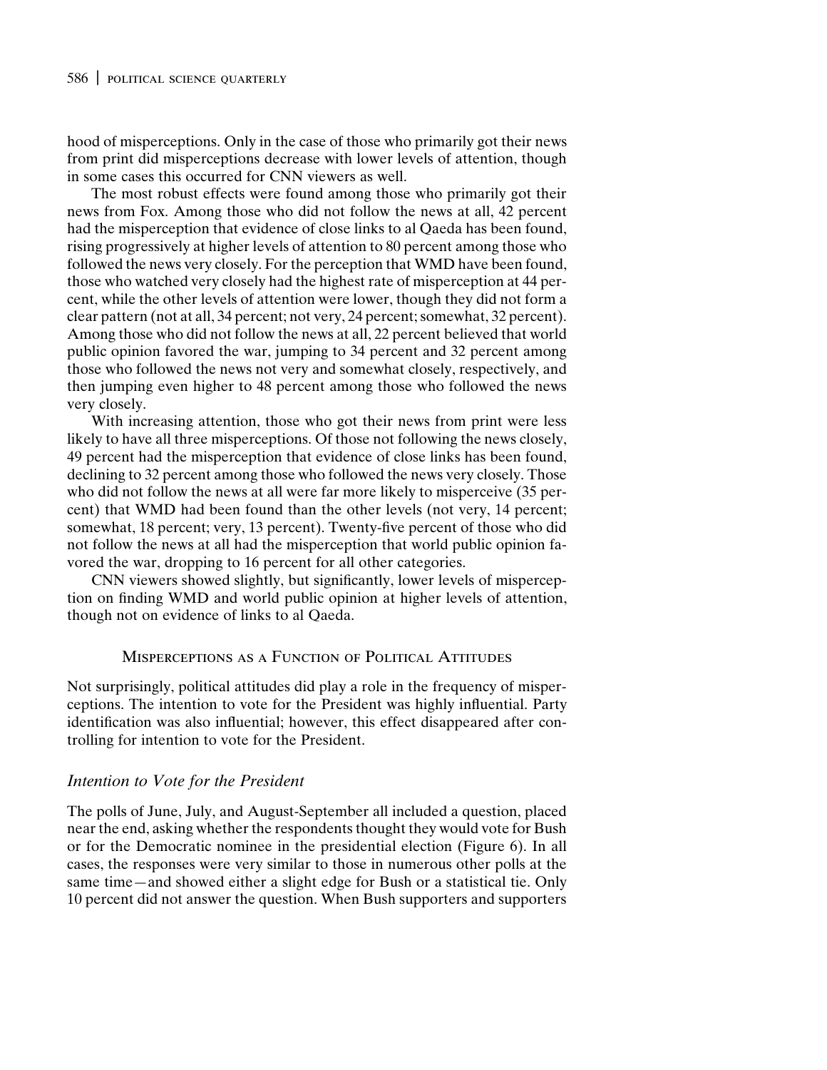hood of misperceptions. Only in the case of those who primarily got their news from print did misperceptions decrease with lower levels of attention, though in some cases this occurred for CNN viewers as well.

The most robust effects were found among those who primarily got their news from Fox. Among those who did not follow the news at all, 42 percent had the misperception that evidence of close links to al Qaeda has been found, rising progressively at higher levels of attention to 80 percent among those who followed the news very closely. For the perception that WMD have been found, those who watched very closely had the highest rate of misperception at 44 percent, while the other levels of attention were lower, though they did not form a clear pattern (not at all, 34 percent; not very, 24 percent; somewhat, 32 percent). Among those who did not follow the news at all, 22 percent believed that world public opinion favored the war, jumping to 34 percent and 32 percent among those who followed the news not very and somewhat closely, respectively, and then jumping even higher to 48 percent among those who followed the news very closely.

With increasing attention, those who got their news from print were less likely to have all three misperceptions. Of those not following the news closely, 49 percent had the misperception that evidence of close links has been found, declining to 32 percent among those who followed the news very closely. Those who did not follow the news at all were far more likely to misperceive (35 percent) that WMD had been found than the other levels (not very, 14 percent; somewhat, 18 percent; very, 13 percent). Twenty-five percent of those who did not follow the news at all had the misperception that world public opinion favored the war, dropping to 16 percent for all other categories.

CNN viewers showed slightly, but significantly, lower levels of misperception on finding WMD and world public opinion at higher levels of attention, though not on evidence of links to al Qaeda.

## Misperceptions as a Function of Political Attitudes

Not surprisingly, political attitudes did play a role in the frequency of misperceptions. The intention to vote for the President was highly influential. Party identification was also influential; however, this effect disappeared after controlling for intention to vote for the President.

### *Intention to Vote for the President*

The polls of June, July, and August-September all included a question, placed near the end, asking whether the respondents thought they would vote for Bush or for the Democratic nominee in the presidential election (Figure 6). In all cases, the responses were very similar to those in numerous other polls at the same time—and showed either a slight edge for Bush or a statistical tie. Only 10 percent did not answer the question. When Bush supporters and supporters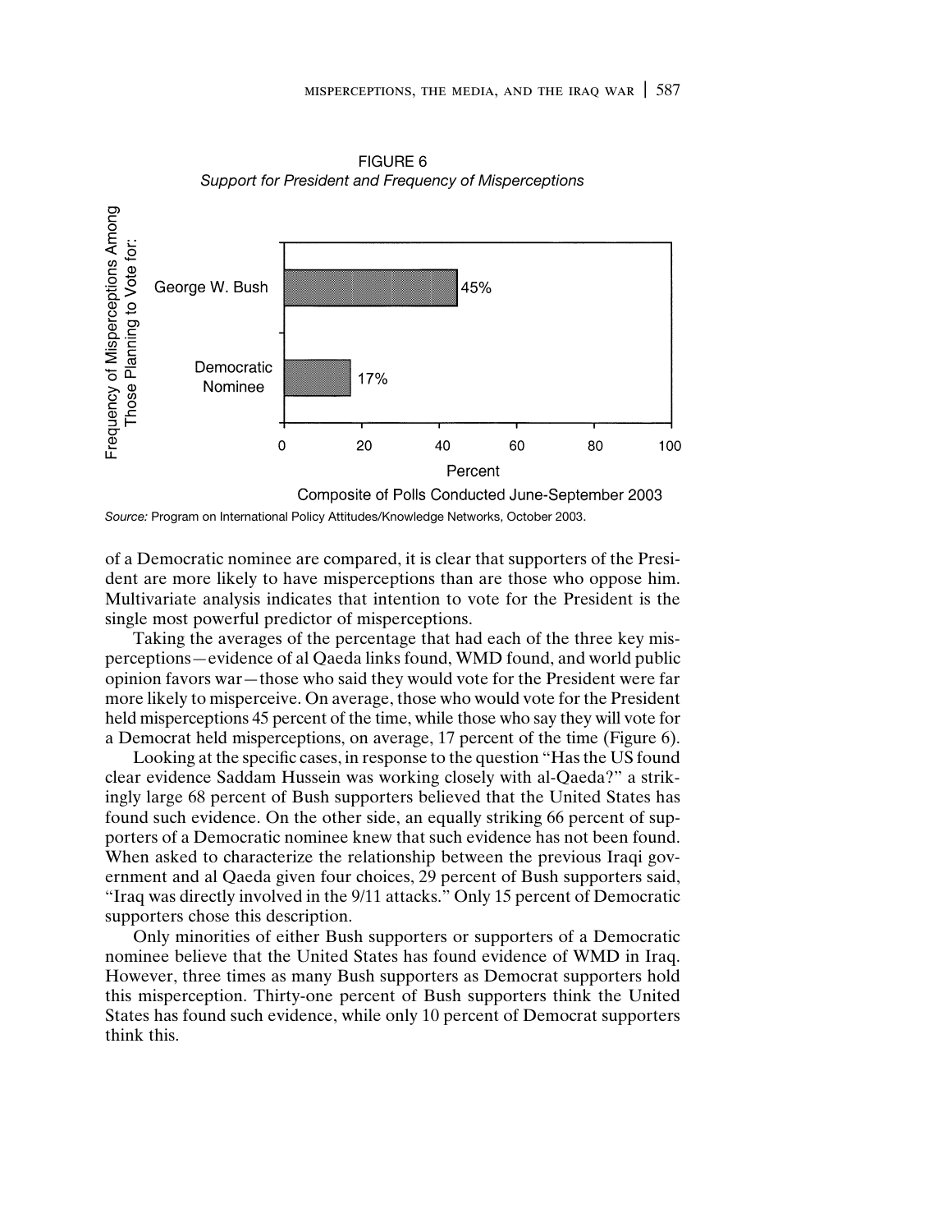FIGURE 6
*Support for President and Frequency of Misperceptions*

| Frequency of Misperceptions Among Those Planning to Vote for: | Percent |
|---|---|
| George W. Bush | 45% |
| Democratic Nominee | 17% |

Composite of Polls Conducted June-September 2003

*Source:* Program on International Policy Attitudes/Knowledge Networks, October 2003.

of a Democratic nominee are compared, it is clear that supporters of the President are more likely to have misperceptions than are those who oppose him. Multivariate analysis indicates that intention to vote for the President is the single most powerful predictor of misperceptions.

Taking the averages of the percentage that had each of the three key misperceptions—evidence of al Qaeda links found, WMD found, and world public opinion favors war—those who said they would vote for the President were far more likely to misperceive. On average, those who would vote for the President held misperceptions 45 percent of the time, while those who say they will vote for a Democrat held misperceptions, on average, 17 percent of the time (Figure 6).

Looking at the specific cases, in response to the question "Has the US found clear evidence Saddam Hussein was working closely with al-Qaeda?" a strikingly large 68 percent of Bush supporters believed that the United States has found such evidence. On the other side, an equally striking 66 percent of supporters of a Democratic nominee knew that such evidence has not been found. When asked to characterize the relationship between the previous Iraqi government and al Qaeda given four choices, 29 percent of Bush supporters said, "Iraq was directly involved in the 9/11 attacks." Only 15 percent of Democratic supporters chose this description.

Only minorities of either Bush supporters or supporters of a Democratic nominee believe that the United States has found evidence of WMD in Iraq. However, three times as many Bush supporters as Democrat supporters hold this misperception. Thirty-one percent of Bush supporters think the United States has found such evidence, while only 10 percent of Democrat supporters think this.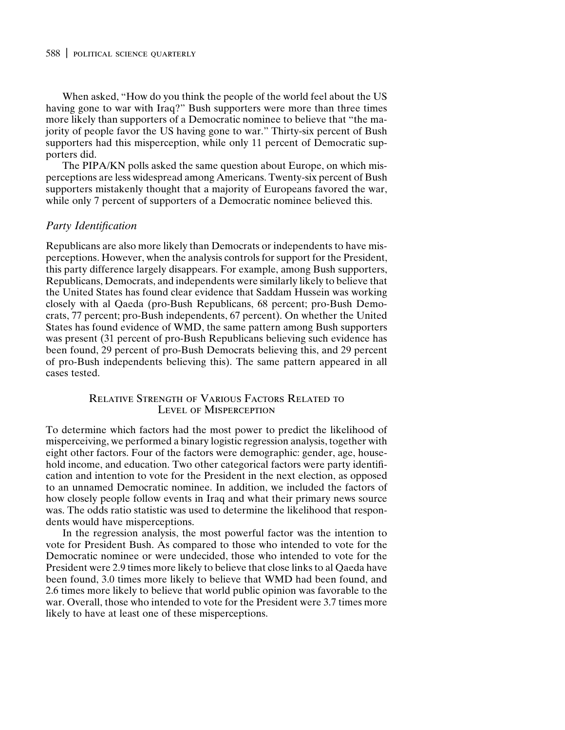When asked, "How do you think the people of the world feel about the US having gone to war with Iraq?" Bush supporters were more than three times more likely than supporters of a Democratic nominee to believe that "the majority of people favor the US having gone to war." Thirty-six percent of Bush supporters had this misperception, while only 11 percent of Democratic supporters did.

The PIPA/KN polls asked the same question about Europe, on which misperceptions are less widespread among Americans. Twenty-six percent of Bush supporters mistakenly thought that a majority of Europeans favored the war, while only 7 percent of supporters of a Democratic nominee believed this.

### *Party Identification*

Republicans are also more likely than Democrats or independents to have misperceptions. However, when the analysis controls for support for the President, this party difference largely disappears. For example, among Bush supporters, Republicans, Democrats, and independents were similarly likely to believe that the United States has found clear evidence that Saddam Hussein was working closely with al Qaeda (pro-Bush Republicans, 68 percent; pro-Bush Democrats, 77 percent; pro-Bush independents, 67 percent). On whether the United States has found evidence of WMD, the same pattern among Bush supporters was present (31 percent of pro-Bush Republicans believing such evidence has been found, 29 percent of pro-Bush Democrats believing this, and 29 percent of pro-Bush independents believing this). The same pattern appeared in all cases tested.

## Relative Strength of Various Factors Related to Level of Misperception

To determine which factors had the most power to predict the likelihood of misperceiving, we performed a binary logistic regression analysis, together with eight other factors. Four of the factors were demographic: gender, age, household income, and education. Two other categorical factors were party identification and intention to vote for the President in the next election, as opposed to an unnamed Democratic nominee. In addition, we included the factors of how closely people follow events in Iraq and what their primary news source was. The odds ratio statistic was used to determine the likelihood that respondents would have misperceptions.

In the regression analysis, the most powerful factor was the intention to vote for President Bush. As compared to those who intended to vote for the Democratic nominee or were undecided, those who intended to vote for the President were 2.9 times more likely to believe that close links to al Qaeda have been found, 3.0 times more likely to believe that WMD had been found, and 2.6 times more likely to believe that world public opinion was favorable to the war. Overall, those who intended to vote for the President were 3.7 times more likely to have at least one of these misperceptions.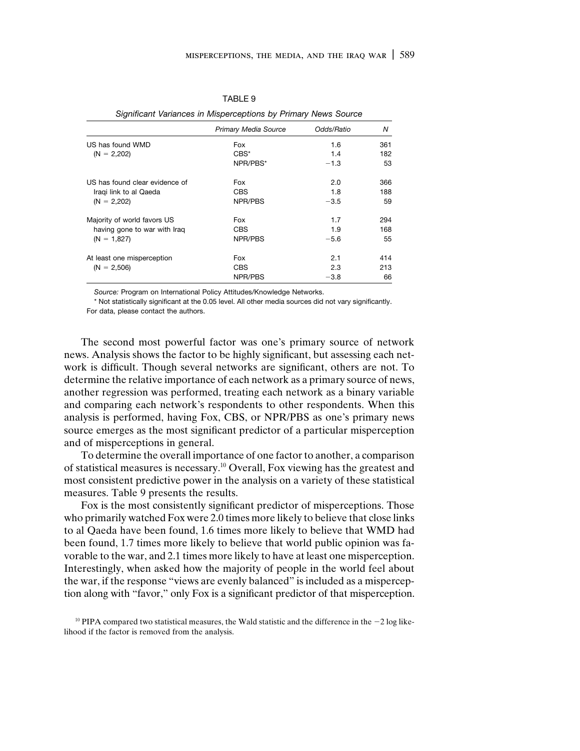TABLE 9

*Significant Variances in Misperceptions by Primary News Source*

| | *Primary Media Source* | *Odds/Ratio* | *N* |
|---|---|---|---|
| US has found WMD (N = 2,202) | Fox | 1.6 | 361 |
| | CBS* | 1.4 | 182 |
| | NPR/PBS* | −1.3 | 53 |
| US has found clear evidence of Iraqi link to al Qaeda (N = 2,202) | Fox | 2.0 | 366 |
| | CBS | 1.8 | 188 |
| | NPR/PBS | −3.5 | 59 |
| Majority of world favors US having gone to war with Iraq (N = 1,827) | Fox | 1.7 | 294 |
| | CBS | 1.9 | 168 |
| | NPR/PBS | −5.6 | 55 |
| At least one misperception (N = 2,506) | Fox | 2.1 | 414 |
| | CBS | 2.3 | 213 |
| | NPR/PBS | −3.8 | 66 |

*Source:* Program on International Policy Attitudes/Knowledge Networks.

* Not statistically significant at the 0.05 level. All other media sources did not vary significantly. For data, please contact the authors.

The second most powerful factor was one's primary source of network news. Analysis shows the factor to be highly significant, but assessing each network is difficult. Though several networks are significant, others are not. To determine the relative importance of each network as a primary source of news, another regression was performed, treating each network as a binary variable and comparing each network's respondents to other respondents. When this analysis is performed, having Fox, CBS, or NPR/PBS as one's primary news source emerges as the most significant predictor of a particular misperception and of misperceptions in general.

To determine the overall importance of one factor to another, a comparison of statistical measures is necessary.[10] Overall, Fox viewing has the greatest and most consistent predictive power in the analysis on a variety of these statistical measures. Table 9 presents the results.

Fox is the most consistently significant predictor of misperceptions. Those who primarily watched Fox were 2.0 times more likely to believe that close links to al Qaeda have been found, 1.6 times more likely to believe that WMD had been found, 1.7 times more likely to believe that world public opinion was favorable to the war, and 2.1 times more likely to have at least one misperception. Interestingly, when asked how the majority of people in the world feel about the war, if the response "views are evenly balanced" is included as a misperception along with "favor," only Fox is a significant predictor of that misperception.

[10] PIPA compared two statistical measures, the Wald statistic and the difference in the −2 log likelihood if the factor is removed from the analysis.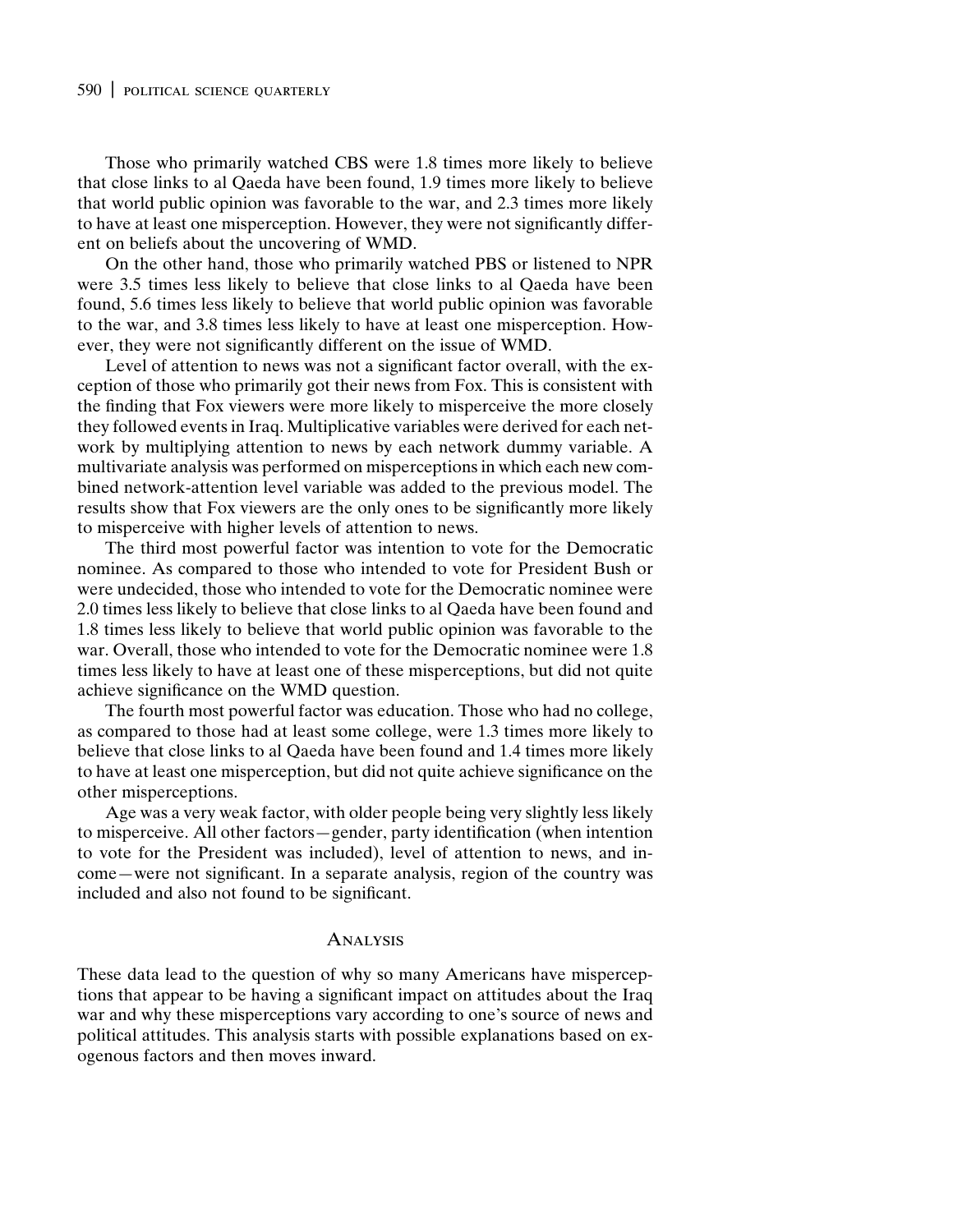Those who primarily watched CBS were 1.8 times more likely to believe that close links to al Qaeda have been found, 1.9 times more likely to believe that world public opinion was favorable to the war, and 2.3 times more likely to have at least one misperception. However, they were not significantly different on beliefs about the uncovering of WMD.

On the other hand, those who primarily watched PBS or listened to NPR were 3.5 times less likely to believe that close links to al Qaeda have been found, 5.6 times less likely to believe that world public opinion was favorable to the war, and 3.8 times less likely to have at least one misperception. However, they were not significantly different on the issue of WMD.

Level of attention to news was not a significant factor overall, with the exception of those who primarily got their news from Fox. This is consistent with the finding that Fox viewers were more likely to misperceive the more closely they followed events in Iraq. Multiplicative variables were derived for each network by multiplying attention to news by each network dummy variable. A multivariate analysis was performed on misperceptions in which each new combined network-attention level variable was added to the previous model. The results show that Fox viewers are the only ones to be significantly more likely to misperceive with higher levels of attention to news.

The third most powerful factor was intention to vote for the Democratic nominee. As compared to those who intended to vote for President Bush or were undecided, those who intended to vote for the Democratic nominee were 2.0 times less likely to believe that close links to al Qaeda have been found and 1.8 times less likely to believe that world public opinion was favorable to the war. Overall, those who intended to vote for the Democratic nominee were 1.8 times less likely to have at least one of these misperceptions, but did not quite achieve significance on the WMD question.

The fourth most powerful factor was education. Those who had no college, as compared to those had at least some college, were 1.3 times more likely to believe that close links to al Qaeda have been found and 1.4 times more likely to have at least one misperception, but did not quite achieve significance on the other misperceptions.

Age was a very weak factor, with older people being very slightly less likely to misperceive. All other factors—gender, party identification (when intention to vote for the President was included), level of attention to news, and income—were not significant. In a separate analysis, region of the country was included and also not found to be significant.

## Analysis

These data lead to the question of why so many Americans have misperceptions that appear to be having a significant impact on attitudes about the Iraq war and why these misperceptions vary according to one's source of news and political attitudes. This analysis starts with possible explanations based on exogenous factors and then moves inward.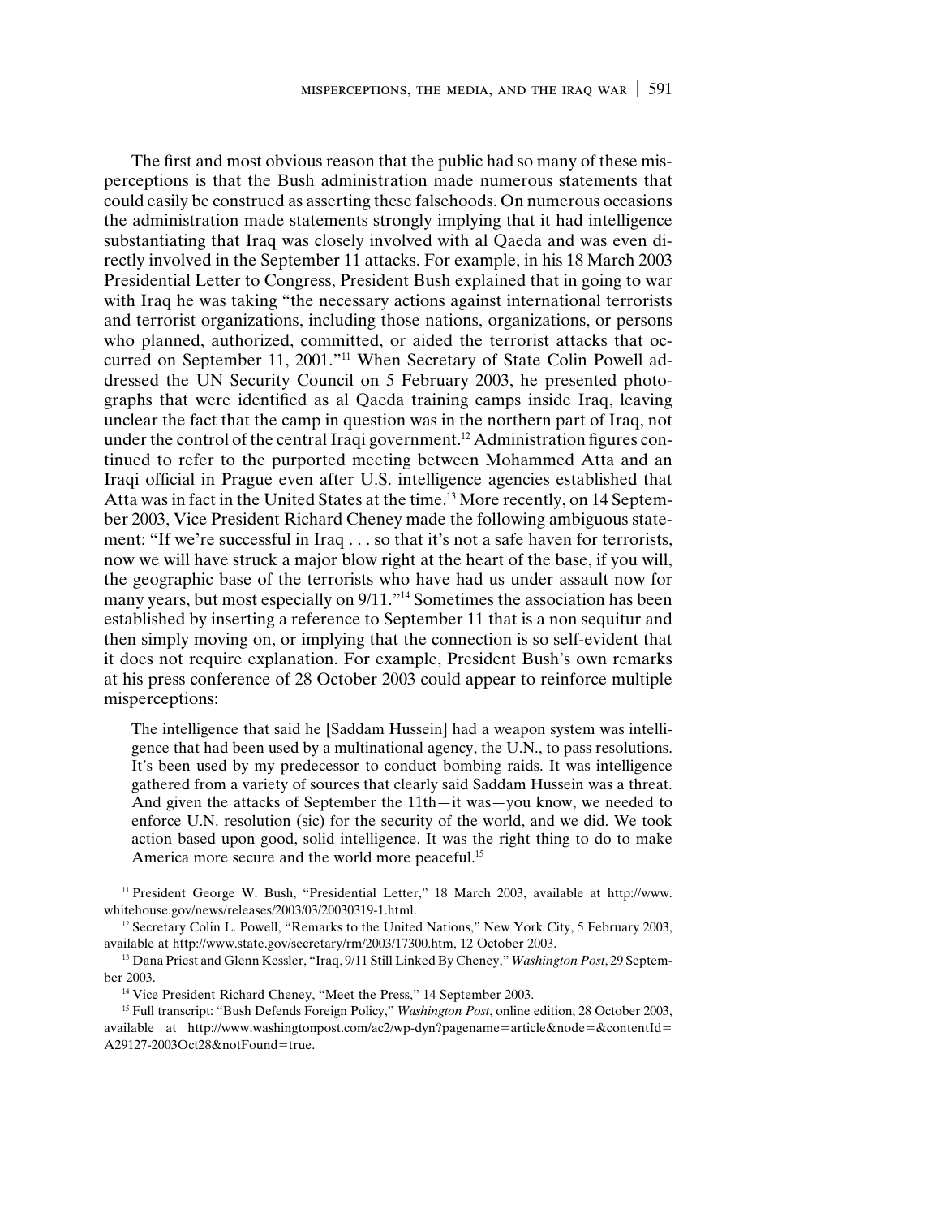The first and most obvious reason that the public had so many of these misperceptions is that the Bush administration made numerous statements that could easily be construed as asserting these falsehoods. On numerous occasions the administration made statements strongly implying that it had intelligence substantiating that Iraq was closely involved with al Qaeda and was even directly involved in the September 11 attacks. For example, in his 18 March 2003 Presidential Letter to Congress, President Bush explained that in going to war with Iraq he was taking "the necessary actions against international terrorists and terrorist organizations, including those nations, organizations, or persons who planned, authorized, committed, or aided the terrorist attacks that occurred on September 11, 2001."[11] When Secretary of State Colin Powell addressed the UN Security Council on 5 February 2003, he presented photographs that were identified as al Qaeda training camps inside Iraq, leaving unclear the fact that the camp in question was in the northern part of Iraq, not under the control of the central Iraqi government.[12] Administration figures continued to refer to the purported meeting between Mohammed Atta and an Iraqi official in Prague even after U.S. intelligence agencies established that Atta was in fact in the United States at the time.[13] More recently, on 14 September 2003, Vice President Richard Cheney made the following ambiguous statement: "If we're successful in Iraq . . . so that it's not a safe haven for terrorists, now we will have struck a major blow right at the heart of the base, if you will, the geographic base of the terrorists who have had us under assault now for many years, but most especially on 9/11."[14] Sometimes the association has been established by inserting a reference to September 11 that is a non sequitur and then simply moving on, or implying that the connection is so self-evident that it does not require explanation. For example, President Bush's own remarks at his press conference of 28 October 2003 could appear to reinforce multiple misperceptions:

> The intelligence that said he [Saddam Hussein] had a weapon system was intelligence that had been used by a multinational agency, the U.N., to pass resolutions. It's been used by my predecessor to conduct bombing raids. It was intelligence gathered from a variety of sources that clearly said Saddam Hussein was a threat. And given the attacks of September the 11th—it was—you know, we needed to enforce U.N. resolution (sic) for the security of the world, and we did. We took action based upon good, solid intelligence. It was the right thing to do to make America more secure and the world more peaceful.[15]

[11] President George W. Bush, "Presidential Letter," 18 March 2003, available at http://www.whitehouse.gov/news/releases/2003/03/20030319-1.html.

[12] Secretary Colin L. Powell, "Remarks to the United Nations," New York City, 5 February 2003, available at http://www.state.gov/secretary/rm/2003/17300.htm, 12 October 2003.

[13] Dana Priest and Glenn Kessler, "Iraq, 9/11 Still Linked By Cheney," *Washington Post*, 29 September 2003.

[14] Vice President Richard Cheney, "Meet the Press," 14 September 2003.

[15] Full transcript: "Bush Defends Foreign Policy," *Washington Post*, online edition, 28 October 2003, available at http://www.washingtonpost.com/ac2/wp-dyn?pagename=article&node=&contentId=A29127-2003Oct28&notFound=true.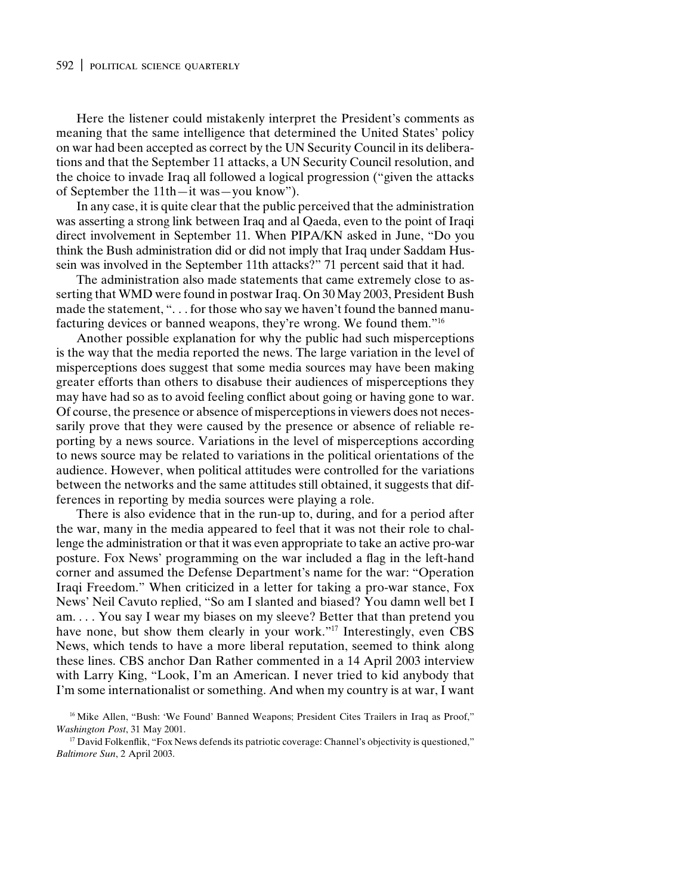Here the listener could mistakenly interpret the President's comments as meaning that the same intelligence that determined the United States' policy on war had been accepted as correct by the UN Security Council in its deliberations and that the September 11 attacks, a UN Security Council resolution, and the choice to invade Iraq all followed a logical progression ("given the attacks of September the 11th—it was—you know").

In any case, it is quite clear that the public perceived that the administration was asserting a strong link between Iraq and al Qaeda, even to the point of Iraqi direct involvement in September 11. When PIPA/KN asked in June, "Do you think the Bush administration did or did not imply that Iraq under Saddam Hussein was involved in the September 11th attacks?" 71 percent said that it had.

The administration also made statements that came extremely close to asserting that WMD were found in postwar Iraq. On 30 May 2003, President Bush made the statement, ". . . for those who say we haven't found the banned manufacturing devices or banned weapons, they're wrong. We found them."[16]

Another possible explanation for why the public had such misperceptions is the way that the media reported the news. The large variation in the level of misperceptions does suggest that some media sources may have been making greater efforts than others to disabuse their audiences of misperceptions they may have had so as to avoid feeling conflict about going or having gone to war. Of course, the presence or absence of misperceptions in viewers does not necessarily prove that they were caused by the presence or absence of reliable reporting by a news source. Variations in the level of misperceptions according to news source may be related to variations in the political orientations of the audience. However, when political attitudes were controlled for the variations between the networks and the same attitudes still obtained, it suggests that differences in reporting by media sources were playing a role.

There is also evidence that in the run-up to, during, and for a period after the war, many in the media appeared to feel that it was not their role to challenge the administration or that it was even appropriate to take an active pro-war posture. Fox News' programming on the war included a flag in the left-hand corner and assumed the Defense Department's name for the war: "Operation Iraqi Freedom." When criticized in a letter for taking a pro-war stance, Fox News' Neil Cavuto replied, "So am I slanted and biased? You damn well bet I am. . . . You say I wear my biases on my sleeve? Better that than pretend you have none, but show them clearly in your work."[17] Interestingly, even CBS News, which tends to have a more liberal reputation, seemed to think along these lines. CBS anchor Dan Rather commented in a 14 April 2003 interview with Larry King, "Look, I'm an American. I never tried to kid anybody that I'm some internationalist or something. And when my country is at war, I want

[16] Mike Allen, "Bush: 'We Found' Banned Weapons; President Cites Trailers in Iraq as Proof," *Washington Post*, 31 May 2001.

[17] David Folkenflik, "Fox News defends its patriotic coverage: Channel's objectivity is questioned," *Baltimore Sun*, 2 April 2003.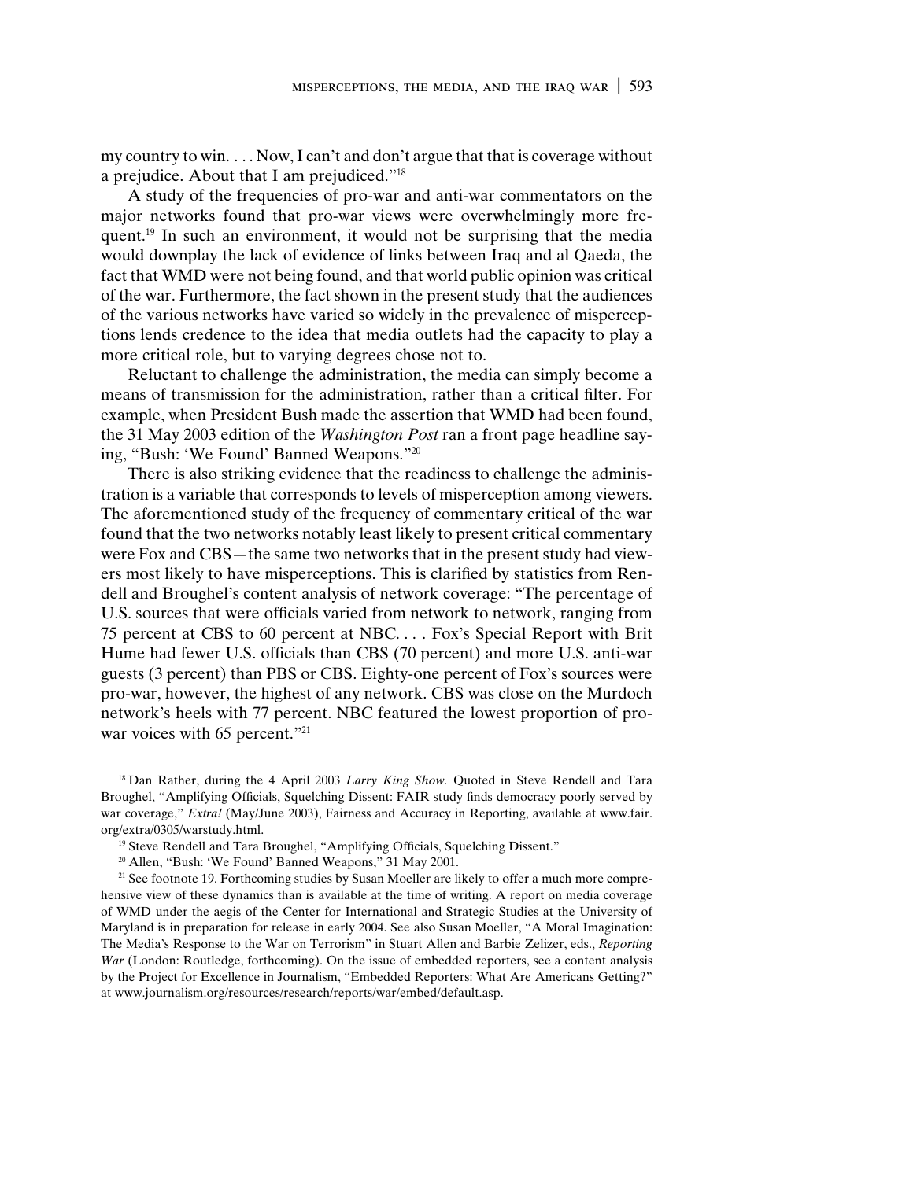my country to win. . . . Now, I can't and don't argue that that is coverage without a prejudice. About that I am prejudiced."[18]

A study of the frequencies of pro-war and anti-war commentators on the major networks found that pro-war views were overwhelmingly more frequent.[19] In such an environment, it would not be surprising that the media would downplay the lack of evidence of links between Iraq and al Qaeda, the fact that WMD were not being found, and that world public opinion was critical of the war. Furthermore, the fact shown in the present study that the audiences of the various networks have varied so widely in the prevalence of misperceptions lends credence to the idea that media outlets had the capacity to play a more critical role, but to varying degrees chose not to.

Reluctant to challenge the administration, the media can simply become a means of transmission for the administration, rather than a critical filter. For example, when President Bush made the assertion that WMD had been found, the 31 May 2003 edition of the *Washington Post* ran a front page headline saying, "Bush: 'We Found' Banned Weapons."[20]

There is also striking evidence that the readiness to challenge the administration is a variable that corresponds to levels of misperception among viewers. The aforementioned study of the frequency of commentary critical of the war found that the two networks notably least likely to present critical commentary were Fox and CBS—the same two networks that in the present study had viewers most likely to have misperceptions. This is clarified by statistics from Rendell and Broughel's content analysis of network coverage: "The percentage of U.S. sources that were officials varied from network to network, ranging from 75 percent at CBS to 60 percent at NBC. . . . Fox's Special Report with Brit Hume had fewer U.S. officials than CBS (70 percent) and more U.S. anti-war guests (3 percent) than PBS or CBS. Eighty-one percent of Fox's sources were pro-war, however, the highest of any network. CBS was close on the Murdoch network's heels with 77 percent. NBC featured the lowest proportion of pro-war voices with 65 percent."[21]

[18] Dan Rather, during the 4 April 2003 *Larry King Show.* Quoted in Steve Rendell and Tara Broughel, "Amplifying Officials, Squelching Dissent: FAIR study finds democracy poorly served by war coverage," *Extra!* (May/June 2003), Fairness and Accuracy in Reporting, available at www.fair.org/extra/0305/warstudy.html.

[19] Steve Rendell and Tara Broughel, "Amplifying Officials, Squelching Dissent."

[20] Allen, "Bush: 'We Found' Banned Weapons," 31 May 2001.

[21] See footnote 19. Forthcoming studies by Susan Moeller are likely to offer a much more comprehensive view of these dynamics than is available at the time of writing. A report on media coverage of WMD under the aegis of the Center for International and Strategic Studies at the University of Maryland is in preparation for release in early 2004. See also Susan Moeller, "A Moral Imagination: The Media's Response to the War on Terrorism" in Stuart Allen and Barbie Zelizer, eds., *Reporting War* (London: Routledge, forthcoming). On the issue of embedded reporters, see a content analysis by the Project for Excellence in Journalism, "Embedded Reporters: What Are Americans Getting?" at www.journalism.org/resources/research/reports/war/embed/default.asp.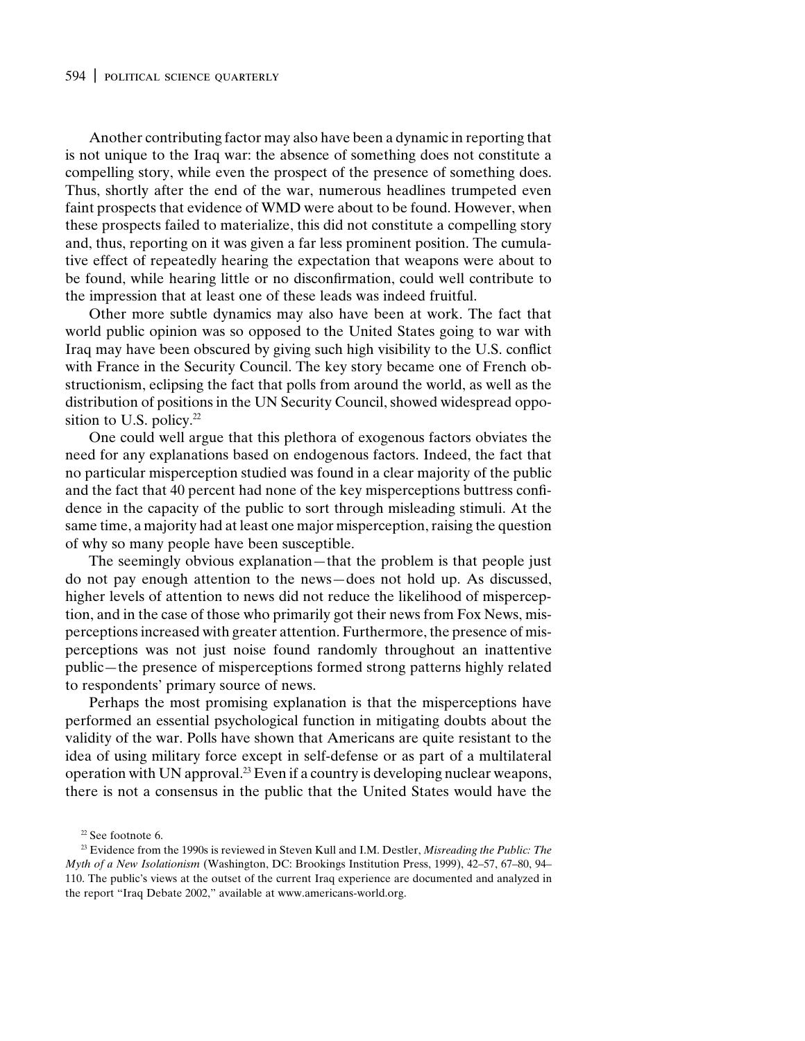Another contributing factor may also have been a dynamic in reporting that is not unique to the Iraq war: the absence of something does not constitute a compelling story, while even the prospect of the presence of something does. Thus, shortly after the end of the war, numerous headlines trumpeted even faint prospects that evidence of WMD were about to be found. However, when these prospects failed to materialize, this did not constitute a compelling story and, thus, reporting on it was given a far less prominent position. The cumulative effect of repeatedly hearing the expectation that weapons were about to be found, while hearing little or no disconfirmation, could well contribute to the impression that at least one of these leads was indeed fruitful.

Other more subtle dynamics may also have been at work. The fact that world public opinion was so opposed to the United States going to war with Iraq may have been obscured by giving such high visibility to the U.S. conflict with France in the Security Council. The key story became one of French obstructionism, eclipsing the fact that polls from around the world, as well as the distribution of positions in the UN Security Council, showed widespread opposition to U.S. policy.[22]

One could well argue that this plethora of exogenous factors obviates the need for any explanations based on endogenous factors. Indeed, the fact that no particular misperception studied was found in a clear majority of the public and the fact that 40 percent had none of the key misperceptions buttress confidence in the capacity of the public to sort through misleading stimuli. At the same time, a majority had at least one major misperception, raising the question of why so many people have been susceptible.

The seemingly obvious explanation—that the problem is that people just do not pay enough attention to the news—does not hold up. As discussed, higher levels of attention to news did not reduce the likelihood of misperception, and in the case of those who primarily got their news from Fox News, misperceptions increased with greater attention. Furthermore, the presence of misperceptions was not just noise found randomly throughout an inattentive public—the presence of misperceptions formed strong patterns highly related to respondents' primary source of news.

Perhaps the most promising explanation is that the misperceptions have performed an essential psychological function in mitigating doubts about the validity of the war. Polls have shown that Americans are quite resistant to the idea of using military force except in self-defense or as part of a multilateral operation with UN approval.[23] Even if a country is developing nuclear weapons, there is not a consensus in the public that the United States would have the

[22] See footnote 6.

[23] Evidence from the 1990s is reviewed in Steven Kull and I.M. Destler, *Misreading the Public: The Myth of a New Isolationism* (Washington, DC: Brookings Institution Press, 1999), 42–57, 67–80, 94–110. The public's views at the outset of the current Iraq experience are documented and analyzed in the report "Iraq Debate 2002," available at www.americans-world.org.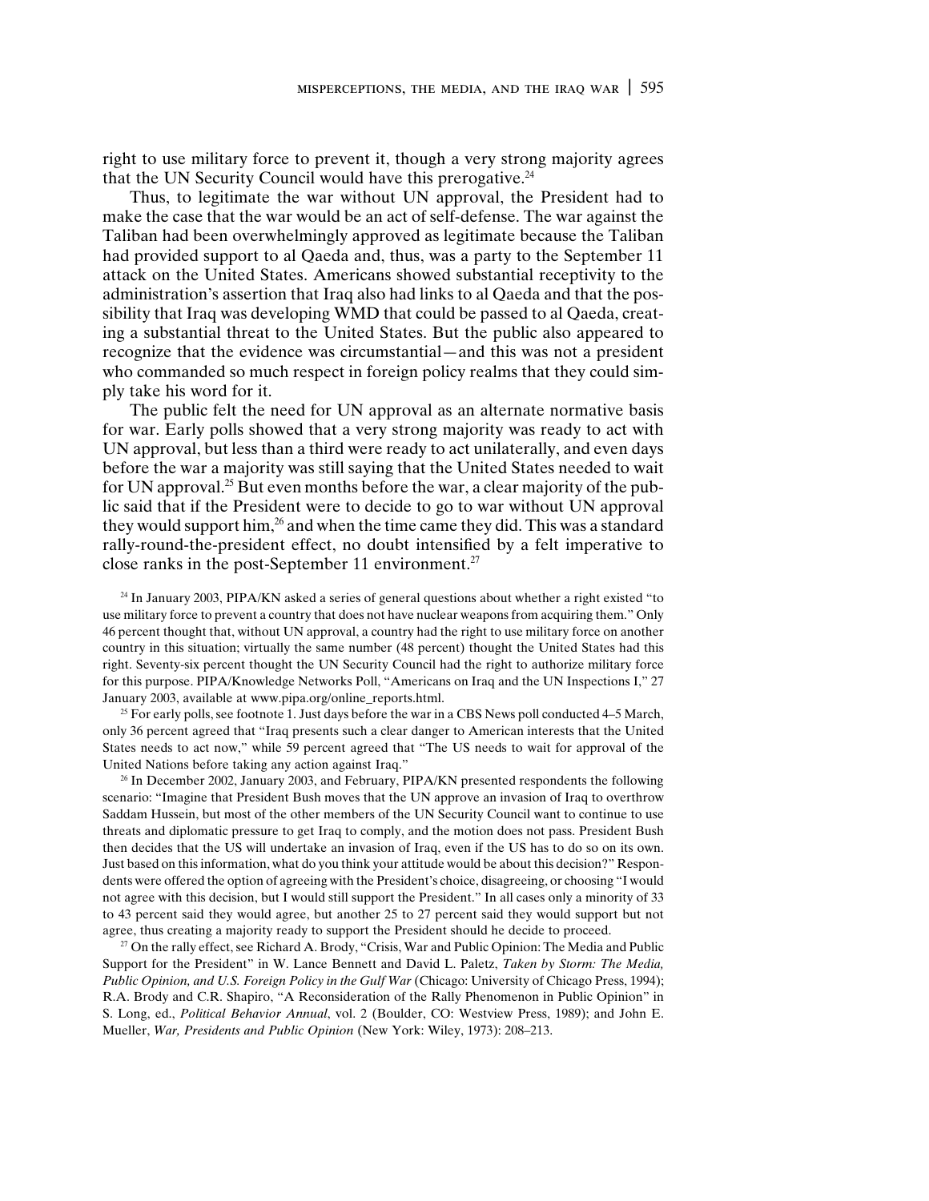right to use military force to prevent it, though a very strong majority agrees that the UN Security Council would have this prerogative.[24]

Thus, to legitimate the war without UN approval, the President had to make the case that the war would be an act of self-defense. The war against the Taliban had been overwhelmingly approved as legitimate because the Taliban had provided support to al Qaeda and, thus, was a party to the September 11 attack on the United States. Americans showed substantial receptivity to the administration's assertion that Iraq also had links to al Qaeda and that the possibility that Iraq was developing WMD that could be passed to al Qaeda, creating a substantial threat to the United States. But the public also appeared to recognize that the evidence was circumstantial—and this was not a president who commanded so much respect in foreign policy realms that they could simply take his word for it.

The public felt the need for UN approval as an alternate normative basis for war. Early polls showed that a very strong majority was ready to act with UN approval, but less than a third were ready to act unilaterally, and even days before the war a majority was still saying that the United States needed to wait for UN approval.[25] But even months before the war, a clear majority of the public said that if the President were to decide to go to war without UN approval they would support him,[26] and when the time came they did. This was a standard rally-round-the-president effect, no doubt intensified by a felt imperative to close ranks in the post-September 11 environment.[27]

[24] In January 2003, PIPA/KN asked a series of general questions about whether a right existed "to use military force to prevent a country that does not have nuclear weapons from acquiring them." Only 46 percent thought that, without UN approval, a country had the right to use military force on another country in this situation; virtually the same number (48 percent) thought the United States had this right. Seventy-six percent thought the UN Security Council had the right to authorize military force for this purpose. PIPA/Knowledge Networks Poll, "Americans on Iraq and the UN Inspections I," 27 January 2003, available at www.pipa.org/online_reports.html.

[25] For early polls, see footnote 1. Just days before the war in a CBS News poll conducted 4–5 March, only 36 percent agreed that "Iraq presents such a clear danger to American interests that the United States needs to act now," while 59 percent agreed that "The US needs to wait for approval of the United Nations before taking any action against Iraq."

[26] In December 2002, January 2003, and February, PIPA/KN presented respondents the following scenario: "Imagine that President Bush moves that the UN approve an invasion of Iraq to overthrow Saddam Hussein, but most of the other members of the UN Security Council want to continue to use threats and diplomatic pressure to get Iraq to comply, and the motion does not pass. President Bush then decides that the US will undertake an invasion of Iraq, even if the US has to do so on its own. Just based on this information, what do you think your attitude would be about this decision?" Respondents were offered the option of agreeing with the President's choice, disagreeing, or choosing "I would not agree with this decision, but I would still support the President." In all cases only a minority of 33 to 43 percent said they would agree, but another 25 to 27 percent said they would support but not agree, thus creating a majority ready to support the President should he decide to proceed.

[27] On the rally effect, see Richard A. Brody, "Crisis, War and Public Opinion: The Media and Public Support for the President" in W. Lance Bennett and David L. Paletz, *Taken by Storm: The Media, Public Opinion, and U.S. Foreign Policy in the Gulf War* (Chicago: University of Chicago Press, 1994); R.A. Brody and C.R. Shapiro, "A Reconsideration of the Rally Phenomenon in Public Opinion" in S. Long, ed., *Political Behavior Annual*, vol. 2 (Boulder, CO: Westview Press, 1989); and John E. Mueller, *War, Presidents and Public Opinion* (New York: Wiley, 1973): 208–213.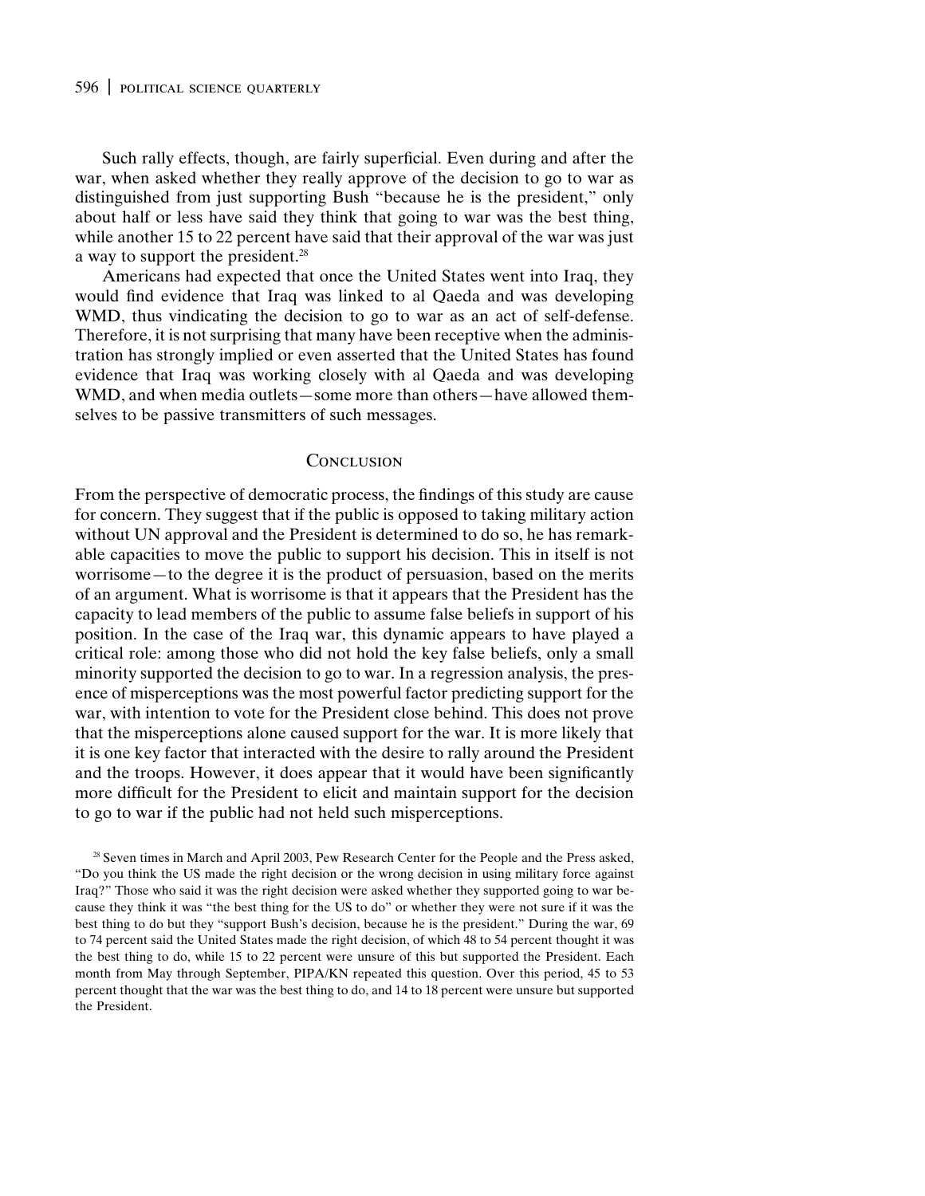Such rally effects, though, are fairly superficial. Even during and after the war, when asked whether they really approve of the decision to go to war as distinguished from just supporting Bush "because he is the president," only about half or less have said they think that going to war was the best thing, while another 15 to 22 percent have said that their approval of the war was just a way to support the president.[28]

Americans had expected that once the United States went into Iraq, they would find evidence that Iraq was linked to al Qaeda and was developing WMD, thus vindicating the decision to go to war as an act of self-defense. Therefore, it is not surprising that many have been receptive when the administration has strongly implied or even asserted that the United States has found evidence that Iraq was working closely with al Qaeda and was developing WMD, and when media outlets—some more than others—have allowed themselves to be passive transmitters of such messages.

## Conclusion

From the perspective of democratic process, the findings of this study are cause for concern. They suggest that if the public is opposed to taking military action without UN approval and the President is determined to do so, he has remarkable capacities to move the public to support his decision. This in itself is not worrisome—to the degree it is the product of persuasion, based on the merits of an argument. What is worrisome is that it appears that the President has the capacity to lead members of the public to assume false beliefs in support of his position. In the case of the Iraq war, this dynamic appears to have played a critical role: among those who did not hold the key false beliefs, only a small minority supported the decision to go to war. In a regression analysis, the presence of misperceptions was the most powerful factor predicting support for the war, with intention to vote for the President close behind. This does not prove that the misperceptions alone caused support for the war. It is more likely that it is one key factor that interacted with the desire to rally around the President and the troops. However, it does appear that it would have been significantly more difficult for the President to elicit and maintain support for the decision to go to war if the public had not held such misperceptions.

[28] Seven times in March and April 2003, Pew Research Center for the People and the Press asked, "Do you think the US made the right decision or the wrong decision in using military force against Iraq?" Those who said it was the right decision were asked whether they supported going to war because they think it was "the best thing for the US to do" or whether they were not sure if it was the best thing to do but they "support Bush's decision, because he is the president." During the war, 69 to 74 percent said the United States made the right decision, of which 48 to 54 percent thought it was the best thing to do, while 15 to 22 percent were unsure of this but supported the President. Each month from May through September, PIPA/KN repeated this question. Over this period, 45 to 53 percent thought that the war was the best thing to do, and 14 to 18 percent were unsure but supported the President.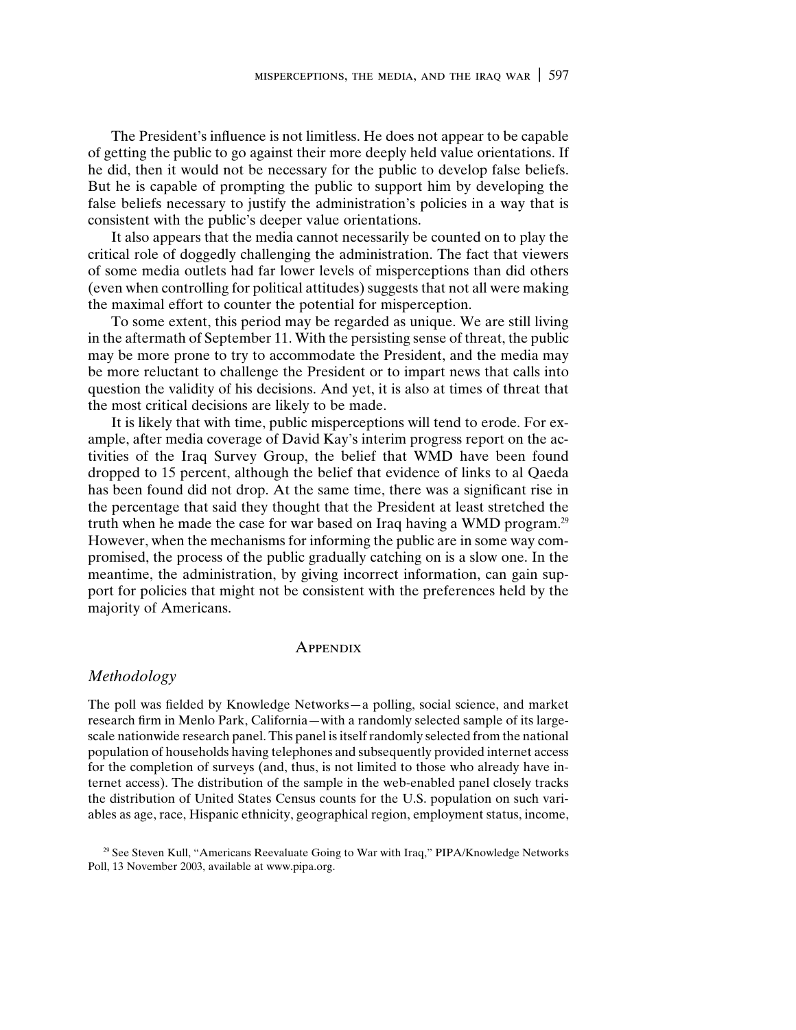The President's influence is not limitless. He does not appear to be capable of getting the public to go against their more deeply held value orientations. If he did, then it would not be necessary for the public to develop false beliefs. But he is capable of prompting the public to support him by developing the false beliefs necessary to justify the administration's policies in a way that is consistent with the public's deeper value orientations.

It also appears that the media cannot necessarily be counted on to play the critical role of doggedly challenging the administration. The fact that viewers of some media outlets had far lower levels of misperceptions than did others (even when controlling for political attitudes) suggests that not all were making the maximal effort to counter the potential for misperception.

To some extent, this period may be regarded as unique. We are still living in the aftermath of September 11. With the persisting sense of threat, the public may be more prone to try to accommodate the President, and the media may be more reluctant to challenge the President or to impart news that calls into question the validity of his decisions. And yet, it is also at times of threat that the most critical decisions are likely to be made.

It is likely that with time, public misperceptions will tend to erode. For example, after media coverage of David Kay's interim progress report on the activities of the Iraq Survey Group, the belief that WMD have been found dropped to 15 percent, although the belief that evidence of links to al Qaeda has been found did not drop. At the same time, there was a significant rise in the percentage that said they thought that the President at least stretched the truth when he made the case for war based on Iraq having a WMD program.[29] However, when the mechanisms for informing the public are in some way compromised, the process of the public gradually catching on is a slow one. In the meantime, the administration, by giving incorrect information, can gain support for policies that might not be consistent with the preferences held by the majority of Americans.

## Appendix

### *Methodology*

The poll was fielded by Knowledge Networks—a polling, social science, and market research firm in Menlo Park, California—with a randomly selected sample of its large-scale nationwide research panel. This panel is itself randomly selected from the national population of households having telephones and subsequently provided internet access for the completion of surveys (and, thus, is not limited to those who already have internet access). The distribution of the sample in the web-enabled panel closely tracks the distribution of United States Census counts for the U.S. population on such variables as age, race, Hispanic ethnicity, geographical region, employment status, income,

[29] See Steven Kull, "Americans Reevaluate Going to War with Iraq," PIPA/Knowledge Networks Poll, 13 November 2003, available at www.pipa.org.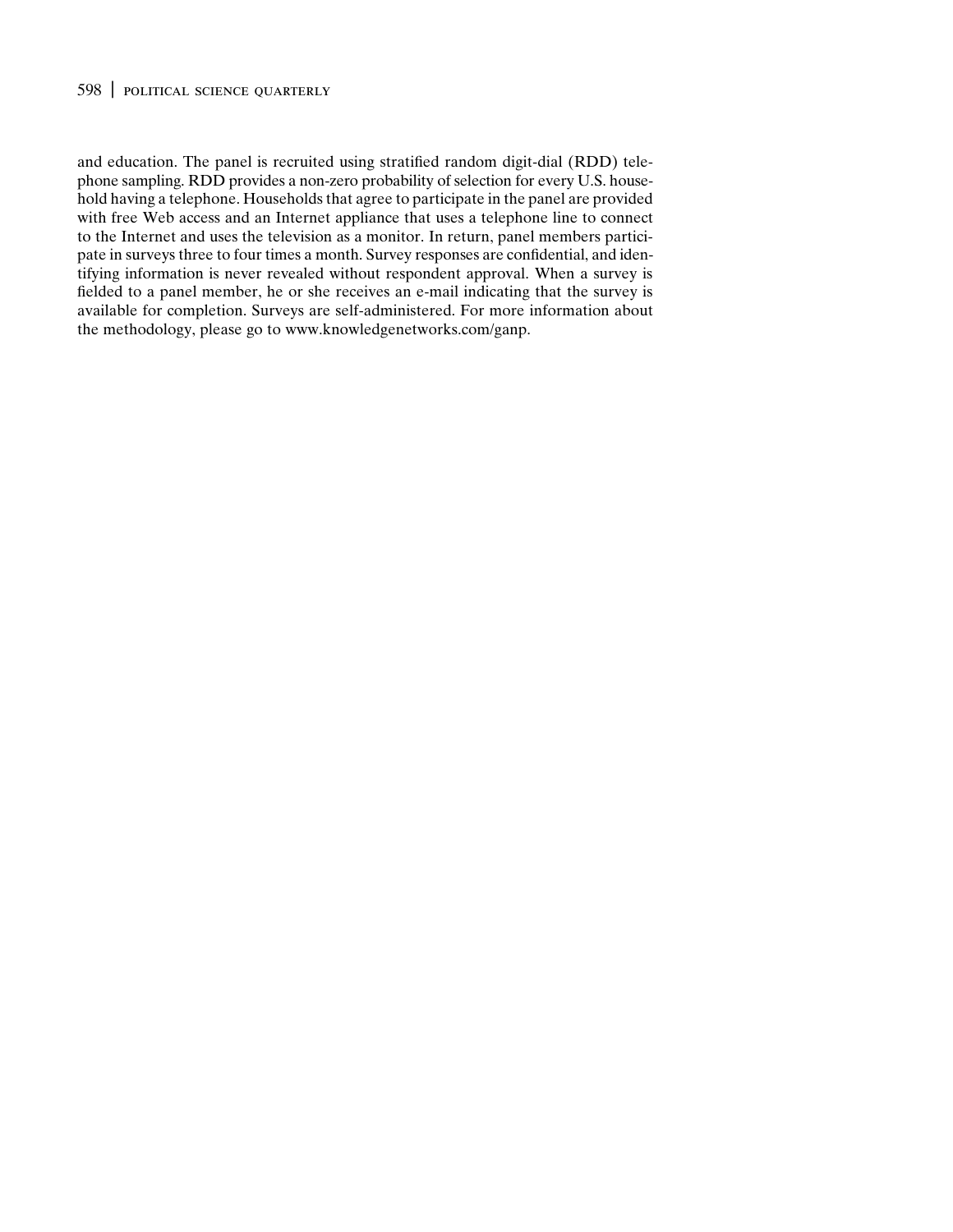and education. The panel is recruited using stratified random digit-dial (RDD) telephone sampling. RDD provides a non-zero probability of selection for every U.S. household having a telephone. Households that agree to participate in the panel are provided with free Web access and an Internet appliance that uses a telephone line to connect to the Internet and uses the television as a monitor. In return, panel members participate in surveys three to four times a month. Survey responses are confidential, and identifying information is never revealed without respondent approval. When a survey is fielded to a panel member, he or she receives an e-mail indicating that the survey is available for completion. Surveys are self-administered. For more information about the methodology, please go to www.knowledgenetworks.com/ganp.